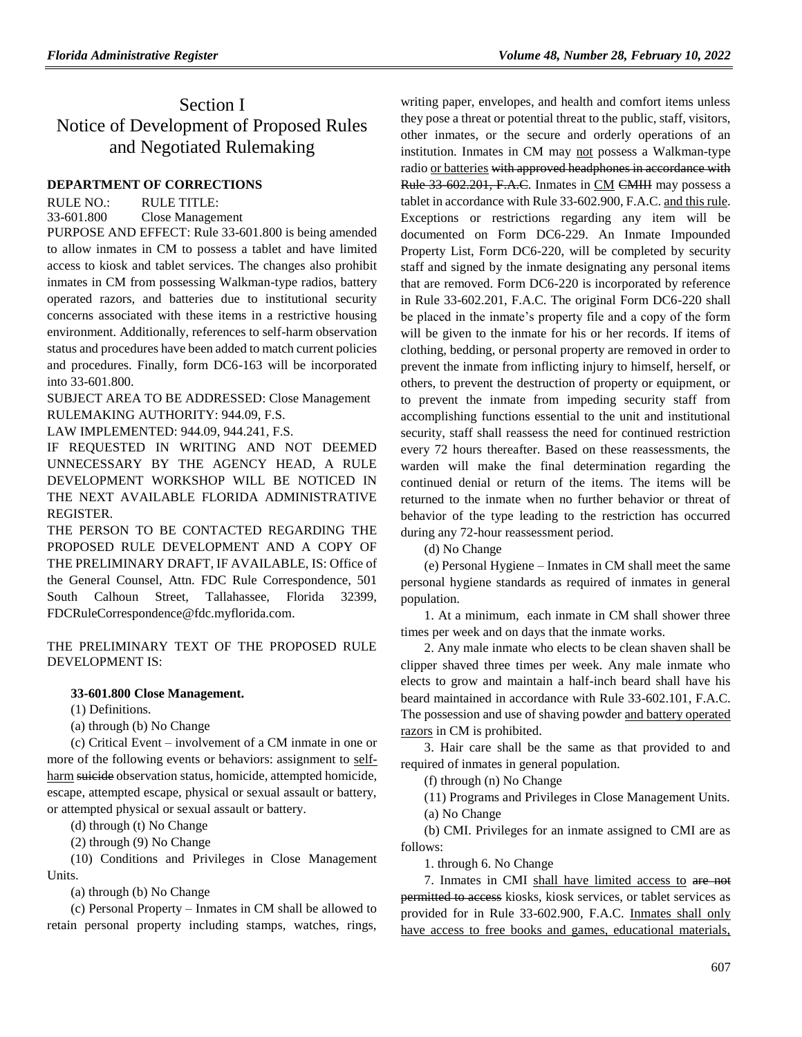# Section I
# Notice of Development of Proposed Rules and Negotiated Rulemaking

## DEPARTMENT OF CORRECTIONS

RULE NO.: RULE TITLE:

33-601.800 Close Management

PURPOSE AND EFFECT: Rule 33-601.800 is being amended to allow inmates in CM to possess a tablet and have limited access to kiosk and tablet services. The changes also prohibit inmates in CM from possessing Walkman-type radios, battery operated razors, and batteries due to institutional security concerns associated with these items in a restrictive housing environment. Additionally, references to self-harm observation status and procedures have been added to match current policies and procedures. Finally, form DC6-163 will be incorporated into 33-601.800.

SUBJECT AREA TO BE ADDRESSED: Close Management

RULEMAKING AUTHORITY: 944.09, F.S.

LAW IMPLEMENTED: 944.09, 944.241, F.S.

IF REQUESTED IN WRITING AND NOT DEEMED UNNECESSARY BY THE AGENCY HEAD, A RULE DEVELOPMENT WORKSHOP WILL BE NOTICED IN THE NEXT AVAILABLE FLORIDA ADMINISTRATIVE REGISTER.

THE PERSON TO BE CONTACTED REGARDING THE PROPOSED RULE DEVELOPMENT AND A COPY OF THE PRELIMINARY DRAFT, IF AVAILABLE, IS: Office of the General Counsel, Attn. FDC Rule Correspondence, 501 South Calhoun Street, Tallahassee, Florida 32399, FDCRuleCorrespondence@fdc.myflorida.com.

THE PRELIMINARY TEXT OF THE PROPOSED RULE DEVELOPMENT IS:

**33-601.800 Close Management.**

(1) Definitions.

(a) through (b) No Change

(c) Critical Event – involvement of a CM inmate in one or more of the following events or behaviors: assignment to <u>self-harm</u> ~~suicide~~ observation status, homicide, attempted homicide, escape, attempted escape, physical or sexual assault or battery, or attempted physical or sexual assault or battery.

(d) through (t) No Change

(2) through (9) No Change

(10) Conditions and Privileges in Close Management Units.

(a) through (b) No Change

(c) Personal Property – Inmates in CM shall be allowed to retain personal property including stamps, watches, rings, writing paper, envelopes, and health and comfort items unless they pose a threat or potential threat to the public, staff, visitors, other inmates, or the secure and orderly operations of an institution. Inmates in CM may <u>not</u> possess a Walkman-type radio <u>or batteries</u> ~~with approved headphones in accordance with Rule 33-602.201, F.A.C~~. Inmates in <u>CM</u> ~~CMIII~~ may possess a tablet in accordance with Rule 33-602.900, F.A.C. <u>and this rule</u>. Exceptions or restrictions regarding any item will be documented on Form DC6-229. An Inmate Impounded Property List, Form DC6-220, will be completed by security staff and signed by the inmate designating any personal items that are removed. Form DC6-220 is incorporated by reference in Rule 33-602.201, F.A.C. The original Form DC6-220 shall be placed in the inmate's property file and a copy of the form will be given to the inmate for his or her records. If items of clothing, bedding, or personal property are removed in order to prevent the inmate from inflicting injury to himself, herself, or others, to prevent the destruction of property or equipment, or to prevent the inmate from impeding security staff from accomplishing functions essential to the unit and institutional security, staff shall reassess the need for continued restriction every 72 hours thereafter. Based on these reassessments, the warden will make the final determination regarding the continued denial or return of the items. The items will be returned to the inmate when no further behavior or threat of behavior of the type leading to the restriction has occurred during any 72-hour reassessment period.

(d) No Change

(e) Personal Hygiene – Inmates in CM shall meet the same personal hygiene standards as required of inmates in general population.

1. At a minimum, each inmate in CM shall shower three times per week and on days that the inmate works.

2. Any male inmate who elects to be clean shaven shall be clipper shaved three times per week. Any male inmate who elects to grow and maintain a half-inch beard shall have his beard maintained in accordance with Rule 33-602.101, F.A.C. The possession and use of shaving powder <u>and battery operated razors</u> in CM is prohibited.

3. Hair care shall be the same as that provided to and required of inmates in general population.

(f) through (n) No Change

(11) Programs and Privileges in Close Management Units.

(a) No Change

(b) CMI. Privileges for an inmate assigned to CMI are as follows:

1. through 6. No Change

7. Inmates in CMI <u>shall have limited access to</u> ~~are not permitted to access~~ kiosks, kiosk services, or tablet services as provided for in Rule 33-602.900, F.A.C. <u>Inmates shall only have access to free books and games, educational materials,</u>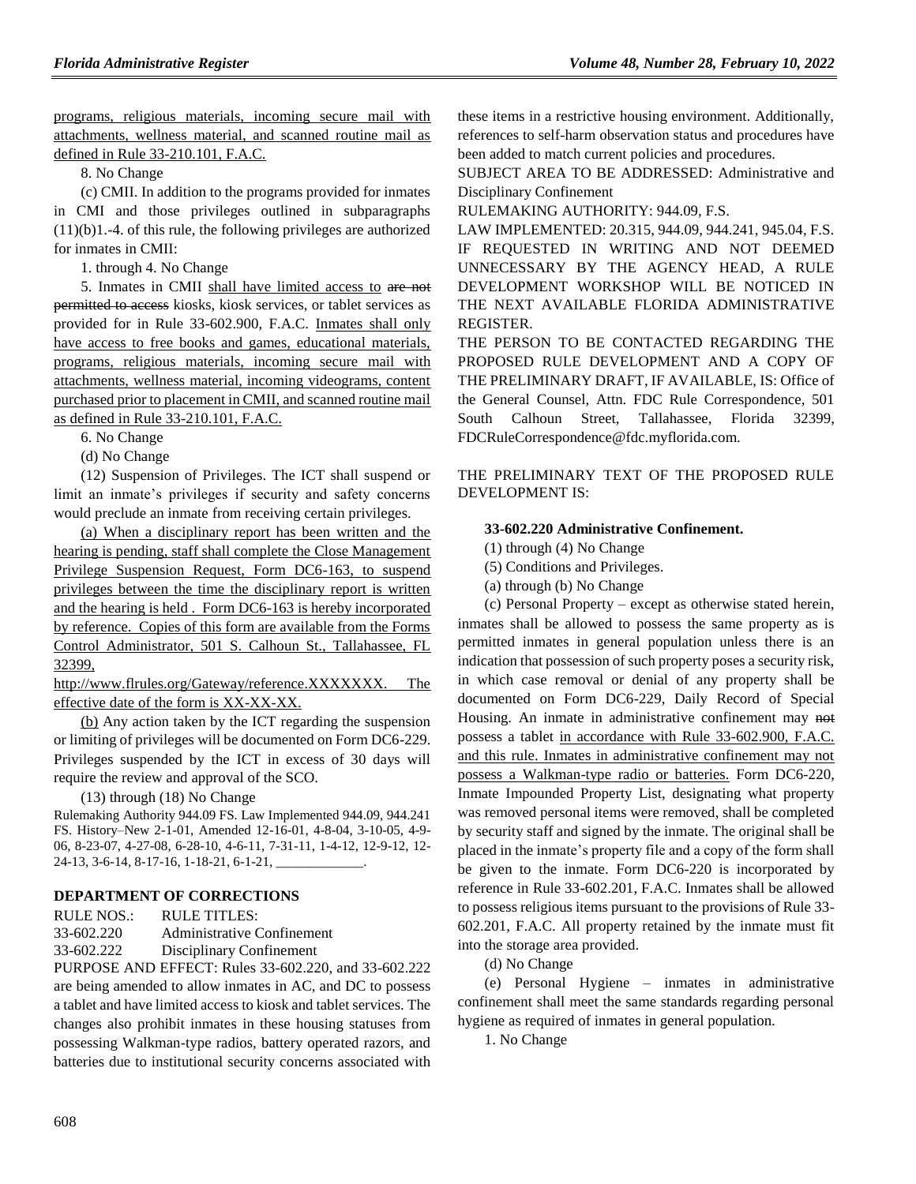programs, religious materials, incoming secure mail with attachments, wellness material, and scanned routine mail as defined in Rule 33-210.101, F.A.C.

8. No Change

(c) CMII. In addition to the programs provided for inmates in CMI and those privileges outlined in subparagraphs (11)(b)1.-4. of this rule, the following privileges are authorized for inmates in CMII:

1. through 4. No Change

5. Inmates in CMII shall have limited access to ~~are not permitted to access~~ kiosks, kiosk services, or tablet services as provided for in Rule 33-602.900, F.A.C. Inmates shall only have access to free books and games, educational materials, programs, religious materials, incoming secure mail with attachments, wellness material, incoming videograms, content purchased prior to placement in CMII, and scanned routine mail as defined in Rule 33-210.101, F.A.C.

6. No Change

(d) No Change

(12) Suspension of Privileges. The ICT shall suspend or limit an inmate's privileges if security and safety concerns would preclude an inmate from receiving certain privileges.

(a) When a disciplinary report has been written and the hearing is pending, staff shall complete the Close Management Privilege Suspension Request, Form DC6-163, to suspend privileges between the time the disciplinary report is written and the hearing is held . Form DC6-163 is hereby incorporated by reference. Copies of this form are available from the Forms Control Administrator, 501 S. Calhoun St., Tallahassee, FL 32399, http://www.flrules.org/Gateway/reference.XXXXXXX. The effective date of the form is XX-XX-XX.

(b) Any action taken by the ICT regarding the suspension or limiting of privileges will be documented on Form DC6-229. Privileges suspended by the ICT in excess of 30 days will require the review and approval of the SCO.

(13) through (18) No Change

Rulemaking Authority 944.09 FS. Law Implemented 944.09, 944.241 FS. History–New 2-1-01, Amended 12-16-01, 4-8-04, 3-10-05, 4-9-06, 8-23-07, 4-27-08, 6-28-10, 4-6-11, 7-31-11, 1-4-12, 12-9-12, 12-24-13, 3-6-14, 8-17-16, 1-18-21, 6-1-21, ____________.

## DEPARTMENT OF CORRECTIONS

RULE NOS.: RULE TITLES:
33-602.220 Administrative Confinement
33-602.222 Disciplinary Confinement

PURPOSE AND EFFECT: Rules 33-602.220, and 33-602.222 are being amended to allow inmates in AC, and DC to possess a tablet and have limited access to kiosk and tablet services. The changes also prohibit inmates in these housing statuses from possessing Walkman-type radios, battery operated razors, and batteries due to institutional security concerns associated with these items in a restrictive housing environment. Additionally, references to self-harm observation status and procedures have been added to match current policies and procedures.

SUBJECT AREA TO BE ADDRESSED: Administrative and Disciplinary Confinement

RULEMAKING AUTHORITY: 944.09, F.S.

LAW IMPLEMENTED: 20.315, 944.09, 944.241, 945.04, F.S.

IF REQUESTED IN WRITING AND NOT DEEMED UNNECESSARY BY THE AGENCY HEAD, A RULE DEVELOPMENT WORKSHOP WILL BE NOTICED IN THE NEXT AVAILABLE FLORIDA ADMINISTRATIVE REGISTER.

THE PERSON TO BE CONTACTED REGARDING THE PROPOSED RULE DEVELOPMENT AND A COPY OF THE PRELIMINARY DRAFT, IF AVAILABLE, IS: Office of the General Counsel, Attn. FDC Rule Correspondence, 501 South Calhoun Street, Tallahassee, Florida 32399, FDCRuleCorrespondence@fdc.myflorida.com.

THE PRELIMINARY TEXT OF THE PROPOSED RULE DEVELOPMENT IS:

**33-602.220 Administrative Confinement.**

(1) through (4) No Change

(5) Conditions and Privileges.

(a) through (b) No Change

(c) Personal Property – except as otherwise stated herein, inmates shall be allowed to possess the same property as is permitted inmates in general population unless there is an indication that possession of such property poses a security risk, in which case removal or denial of any property shall be documented on Form DC6-229, Daily Record of Special Housing. An inmate in administrative confinement may ~~not~~ possess a tablet in accordance with Rule 33-602.900, F.A.C. and this rule. Inmates in administrative confinement may not possess a Walkman-type radio or batteries. Form DC6-220, Inmate Impounded Property List, designating what property was removed personal items were removed, shall be completed by security staff and signed by the inmate. The original shall be placed in the inmate's property file and a copy of the form shall be given to the inmate. Form DC6-220 is incorporated by reference in Rule 33-602.201, F.A.C. Inmates shall be allowed to possess religious items pursuant to the provisions of Rule 33-602.201, F.A.C. All property retained by the inmate must fit into the storage area provided.

(d) No Change

(e) Personal Hygiene – inmates in administrative confinement shall meet the same standards regarding personal hygiene as required of inmates in general population.

1. No Change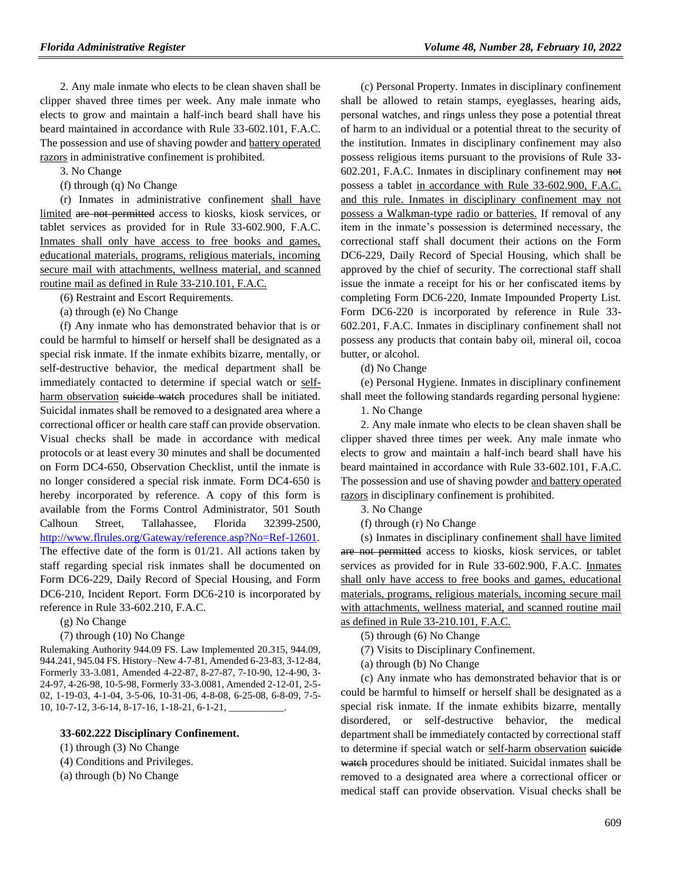2. Any male inmate who elects to be clean shaven shall be clipper shaved three times per week. Any male inmate who elects to grow and maintain a half-inch beard shall have his beard maintained in accordance with Rule 33-602.101, F.A.C. The possession and use of shaving powder and battery operated razors in administrative confinement is prohibited.

3. No Change

(f) through (q) No Change

(r) Inmates in administrative confinement shall have limited ~~are not permitted~~ access to kiosks, kiosk services, or tablet services as provided for in Rule 33-602.900, F.A.C. Inmates shall only have access to free books and games, educational materials, programs, religious materials, incoming secure mail with attachments, wellness material, and scanned routine mail as defined in Rule 33-210.101, F.A.C.

(6) Restraint and Escort Requirements.

(a) through (e) No Change

(f) Any inmate who has demonstrated behavior that is or could be harmful to himself or herself shall be designated as a special risk inmate. If the inmate exhibits bizarre, mentally, or self-destructive behavior, the medical department shall be immediately contacted to determine if special watch or self-harm observation ~~suicide watch~~ procedures shall be initiated. Suicidal inmates shall be removed to a designated area where a correctional officer or health care staff can provide observation. Visual checks shall be made in accordance with medical protocols or at least every 30 minutes and shall be documented on Form DC4-650, Observation Checklist, until the inmate is no longer considered a special risk inmate. Form DC4-650 is hereby incorporated by reference. A copy of this form is available from the Forms Control Administrator, 501 South Calhoun Street, Tallahassee, Florida 32399-2500, http://www.flrules.org/Gateway/reference.asp?No=Ref-12601. The effective date of the form is 01/21. All actions taken by staff regarding special risk inmates shall be documented on Form DC6-229, Daily Record of Special Housing, and Form DC6-210, Incident Report. Form DC6-210 is incorporated by reference in Rule 33-602.210, F.A.C.

(g) No Change

(7) through (10) No Change

Rulemaking Authority 944.09 FS. Law Implemented 20.315, 944.09, 944.241, 945.04 FS. History–New 4-7-81, Amended 6-23-83, 3-12-84, Formerly 33-3.081, Amended 4-22-87, 8-27-87, 7-10-90, 12-4-90, 3-24-97, 4-26-98, 10-5-98, Formerly 33-3.0081, Amended 2-12-01, 2-5-02, 1-19-03, 4-1-04, 3-5-06, 10-31-06, 4-8-08, 6-25-08, 6-8-09, 7-5-10, 10-7-12, 3-6-14, 8-17-16, 1-18-21, 6-1-21, ___________.

**33-602.222 Disciplinary Confinement.**

(1) through (3) No Change

(4) Conditions and Privileges.

(a) through (b) No Change

(c) Personal Property. Inmates in disciplinary confinement shall be allowed to retain stamps, eyeglasses, hearing aids, personal watches, and rings unless they pose a potential threat of harm to an individual or a potential threat to the security of the institution. Inmates in disciplinary confinement may also possess religious items pursuant to the provisions of Rule 33-602.201, F.A.C. Inmates in disciplinary confinement may ~~not~~ possess a tablet in accordance with Rule 33-602.900, F.A.C. and this rule. Inmates in disciplinary confinement may not possess a Walkman-type radio or batteries. If removal of any item in the inmate's possession is determined necessary, the correctional staff shall document their actions on the Form DC6-229, Daily Record of Special Housing, which shall be approved by the chief of security. The correctional staff shall issue the inmate a receipt for his or her confiscated items by completing Form DC6-220, Inmate Impounded Property List. Form DC6-220 is incorporated by reference in Rule 33-602.201, F.A.C. Inmates in disciplinary confinement shall not possess any products that contain baby oil, mineral oil, cocoa butter, or alcohol.

(d) No Change

(e) Personal Hygiene. Inmates in disciplinary confinement shall meet the following standards regarding personal hygiene:

1. No Change

2. Any male inmate who elects to be clean shaven shall be clipper shaved three times per week. Any male inmate who elects to grow and maintain a half-inch beard shall have his beard maintained in accordance with Rule 33-602.101, F.A.C. The possession and use of shaving powder and battery operated razors in disciplinary confinement is prohibited.

3. No Change

(f) through (r) No Change

(s) Inmates in disciplinary confinement shall have limited ~~are not permitted~~ access to kiosks, kiosk services, or tablet services as provided for in Rule 33-602.900, F.A.C. Inmates shall only have access to free books and games, educational materials, programs, religious materials, incoming secure mail with attachments, wellness material, and scanned routine mail as defined in Rule 33-210.101, F.A.C.

(5) through (6) No Change

(7) Visits to Disciplinary Confinement.

(a) through (b) No Change

(c) Any inmate who has demonstrated behavior that is or could be harmful to himself or herself shall be designated as a special risk inmate. If the inmate exhibits bizarre, mentally disordered, or self-destructive behavior, the medical department shall be immediately contacted by correctional staff to determine if special watch or self-harm observation ~~suicide watch~~ procedures should be initiated. Suicidal inmates shall be removed to a designated area where a correctional officer or medical staff can provide observation. Visual checks shall be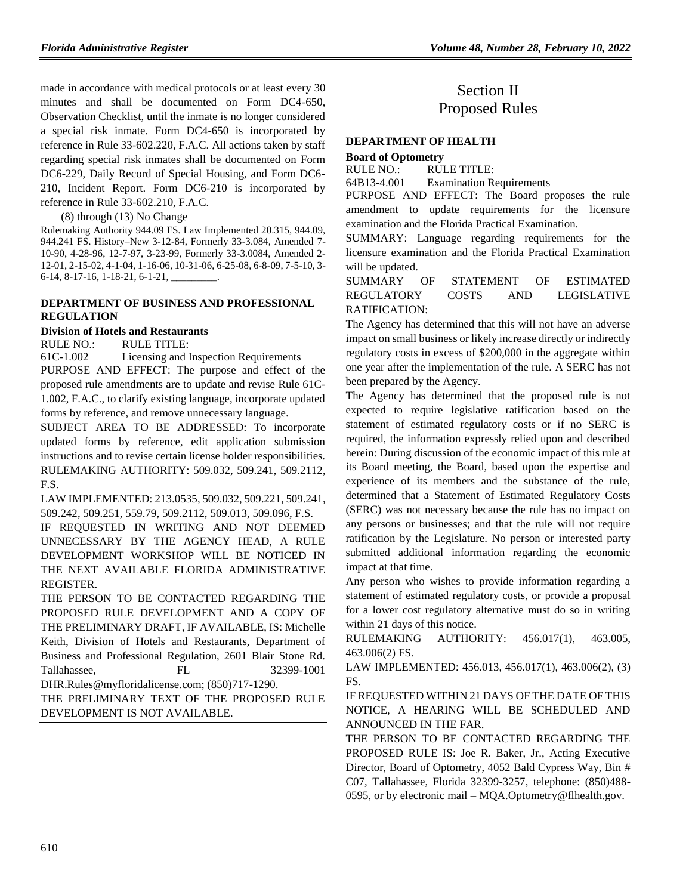made in accordance with medical protocols or at least every 30 minutes and shall be documented on Form DC4-650, Observation Checklist, until the inmate is no longer considered a special risk inmate. Form DC4-650 is incorporated by reference in Rule 33-602.220, F.A.C. All actions taken by staff regarding special risk inmates shall be documented on Form DC6-229, Daily Record of Special Housing, and Form DC6-210, Incident Report. Form DC6-210 is incorporated by reference in Rule 33-602.210, F.A.C.

(8) through (13) No Change

Rulemaking Authority 944.09 FS. Law Implemented 20.315, 944.09, 944.241 FS. History–New 3-12-84, Formerly 33-3.084, Amended 7-10-90, 4-28-96, 12-7-97, 3-23-99, Formerly 33-3.0084, Amended 2-12-01, 2-15-02, 4-1-04, 1-16-06, 10-31-06, 6-25-08, 6-8-09, 7-5-10, 3-6-14, 8-17-16, 1-18-21, 6-1-21, _________.

### DEPARTMENT OF BUSINESS AND PROFESSIONAL REGULATION

#### Division of Hotels and Restaurants

RULE NO.: RULE TITLE:

61C-1.002 Licensing and Inspection Requirements

PURPOSE AND EFFECT: The purpose and effect of the proposed rule amendments are to update and revise Rule 61C-1.002, F.A.C., to clarify existing language, incorporate updated forms by reference, and remove unnecessary language.

SUBJECT AREA TO BE ADDRESSED: To incorporate updated forms by reference, edit application submission instructions and to revise certain license holder responsibilities.

RULEMAKING AUTHORITY: 509.032, 509.241, 509.2112, F.S.

LAW IMPLEMENTED: 213.0535, 509.032, 509.221, 509.241, 509.242, 509.251, 559.79, 509.2112, 509.013, 509.096, F.S.

IF REQUESTED IN WRITING AND NOT DEEMED UNNECESSARY BY THE AGENCY HEAD, A RULE DEVELOPMENT WORKSHOP WILL BE NOTICED IN THE NEXT AVAILABLE FLORIDA ADMINISTRATIVE REGISTER.

THE PERSON TO BE CONTACTED REGARDING THE PROPOSED RULE DEVELOPMENT AND A COPY OF THE PRELIMINARY DRAFT, IF AVAILABLE, IS: Michelle Keith, Division of Hotels and Restaurants, Department of Business and Professional Regulation, 2601 Blair Stone Rd. Tallahassee, FL 32399-1001 DHR.Rules@myfloridalicense.com; (850)717-1290.

THE PRELIMINARY TEXT OF THE PROPOSED RULE DEVELOPMENT IS NOT AVAILABLE.

# Section II
# Proposed Rules

### DEPARTMENT OF HEALTH

#### Board of Optometry

RULE NO.: RULE TITLE:

64B13-4.001 Examination Requirements

PURPOSE AND EFFECT: The Board proposes the rule amendment to update requirements for the licensure examination and the Florida Practical Examination.

SUMMARY: Language regarding requirements for the licensure examination and the Florida Practical Examination will be updated.

SUMMARY OF STATEMENT OF ESTIMATED REGULATORY COSTS AND LEGISLATIVE RATIFICATION:

The Agency has determined that this will not have an adverse impact on small business or likely increase directly or indirectly regulatory costs in excess of $200,000 in the aggregate within one year after the implementation of the rule. A SERC has not been prepared by the Agency.

The Agency has determined that the proposed rule is not expected to require legislative ratification based on the statement of estimated regulatory costs or if no SERC is required, the information expressly relied upon and described herein: During discussion of the economic impact of this rule at its Board meeting, the Board, based upon the expertise and experience of its members and the substance of the rule, determined that a Statement of Estimated Regulatory Costs (SERC) was not necessary because the rule has no impact on any persons or businesses; and that the rule will not require ratification by the Legislature. No person or interested party submitted additional information regarding the economic impact at that time.

Any person who wishes to provide information regarding a statement of estimated regulatory costs, or provide a proposal for a lower cost regulatory alternative must do so in writing within 21 days of this notice.

RULEMAKING AUTHORITY: 456.017(1), 463.005, 463.006(2) FS.

LAW IMPLEMENTED: 456.013, 456.017(1), 463.006(2), (3) FS.

IF REQUESTED WITHIN 21 DAYS OF THE DATE OF THIS NOTICE, A HEARING WILL BE SCHEDULED AND ANNOUNCED IN THE FAR.

THE PERSON TO BE CONTACTED REGARDING THE PROPOSED RULE IS: Joe R. Baker, Jr., Acting Executive Director, Board of Optometry, 4052 Bald Cypress Way, Bin # C07, Tallahassee, Florida 32399-3257, telephone: (850)488-0595, or by electronic mail – MQA.Optometry@flhealth.gov.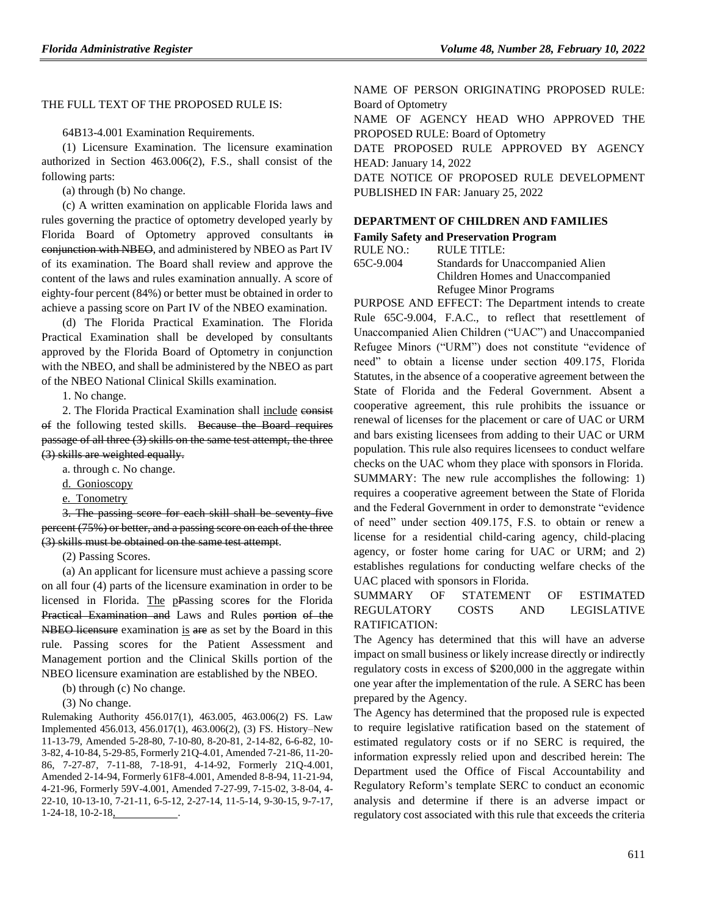THE FULL TEXT OF THE PROPOSED RULE IS:

64B13-4.001 Examination Requirements.

(1) Licensure Examination. The licensure examination authorized in Section 463.006(2), F.S., shall consist of the following parts:

(a) through (b) No change.

(c) A written examination on applicable Florida laws and rules governing the practice of optometry developed yearly by Florida Board of Optometry approved consultants ~~in conjunction with NBEO~~, and administered by NBEO as Part IV of its examination. The Board shall review and approve the content of the laws and rules examination annually. A score of eighty-four percent (84%) or better must be obtained in order to achieve a passing score on Part IV of the NBEO examination.

(d) The Florida Practical Examination. The Florida Practical Examination shall be developed by consultants approved by the Florida Board of Optometry in conjunction with the NBEO, and shall be administered by the NBEO as part of the NBEO National Clinical Skills examination.

1. No change.

2. The Florida Practical Examination shall include ~~consist of~~ the following tested skills. ~~Because the Board requires passage of all three (3) skills on the same test attempt, the three (3) skills are weighted equally.~~

a. through c. No change.

d. Gonioscopy

e. Tonometry

~~3. The passing score for each skill shall be seventy-five percent (75%) or better, and a passing score on each of the three (3) skills must be obtained on the same test attempt.~~

(2) Passing Scores.

(a) An applicant for licensure must achieve a passing score on all four (4) parts of the licensure examination in order to be licensed in Florida. The ~~p~~Passing score~~s~~ for the Florida ~~Practical Examination and~~ Laws and Rules ~~portion of the NBEO licensure~~ examination is ~~are~~ as set by the Board in this rule. Passing scores for the Patient Assessment and Management portion and the Clinical Skills portion of the NBEO licensure examination are established by the NBEO.

(b) through (c) No change.

(3) No change.

Rulemaking Authority 456.017(1), 463.005, 463.006(2) FS. Law Implemented 456.013, 456.017(1), 463.006(2), (3) FS. History–New 11-13-79, Amended 5-28-80, 7-10-80, 8-20-81, 2-14-82, 6-6-82, 10-3-82, 4-10-84, 5-29-85, Formerly 21Q-4.01, Amended 7-21-86, 11-20-86, 7-27-87, 7-11-88, 7-18-91, 4-14-92, Formerly 21Q-4.001, Amended 2-14-94, Formerly 61F8-4.001, Amended 8-8-94, 11-21-94, 4-21-96, Formerly 59V-4.001, Amended 7-27-99, 7-15-02, 3-8-04, 4-22-10, 10-13-10, 7-21-11, 6-5-12, 2-27-14, 11-5-14, 9-30-15, 9-7-17, 1-24-18, 10-2-18, \_\_\_\_\_\_\_\_\_\_.

NAME OF PERSON ORIGINATING PROPOSED RULE: Board of Optometry

NAME OF AGENCY HEAD WHO APPROVED THE PROPOSED RULE: Board of Optometry

DATE PROPOSED RULE APPROVED BY AGENCY HEAD: January 14, 2022

DATE NOTICE OF PROPOSED RULE DEVELOPMENT PUBLISHED IN FAR: January 25, 2022

## DEPARTMENT OF CHILDREN AND FAMILIES

### Family Safety and Preservation Program

| RULE NO.: | RULE TITLE: |
|---|---|
| 65C-9.004 | Standards for Unaccompanied Alien Children Homes and Unaccompanied Refugee Minor Programs |

PURPOSE AND EFFECT: The Department intends to create Rule 65C-9.004, F.A.C., to reflect that resettlement of Unaccompanied Alien Children ("UAC") and Unaccompanied Refugee Minors ("URM") does not constitute "evidence of need" to obtain a license under section 409.175, Florida Statutes, in the absence of a cooperative agreement between the State of Florida and the Federal Government. Absent a cooperative agreement, this rule prohibits the issuance or renewal of licenses for the placement or care of UAC or URM and bars existing licensees from adding to their UAC or URM population. This rule also requires licensees to conduct welfare checks on the UAC whom they place with sponsors in Florida.

SUMMARY: The new rule accomplishes the following: 1) requires a cooperative agreement between the State of Florida and the Federal Government in order to demonstrate "evidence of need" under section 409.175, F.S. to obtain or renew a license for a residential child-caring agency, child-placing agency, or foster home caring for UAC or URM; and 2) establishes regulations for conducting welfare checks of the UAC placed with sponsors in Florida.

SUMMARY OF STATEMENT OF ESTIMATED REGULATORY COSTS AND LEGISLATIVE RATIFICATION:

The Agency has determined that this will have an adverse impact on small business or likely increase directly or indirectly regulatory costs in excess of $200,000 in the aggregate within one year after the implementation of the rule. A SERC has been prepared by the Agency.

The Agency has determined that the proposed rule is expected to require legislative ratification based on the statement of estimated regulatory costs or if no SERC is required, the information expressly relied upon and described herein: The Department used the Office of Fiscal Accountability and Regulatory Reform's template SERC to conduct an economic analysis and determine if there is an adverse impact or regulatory cost associated with this rule that exceeds the criteria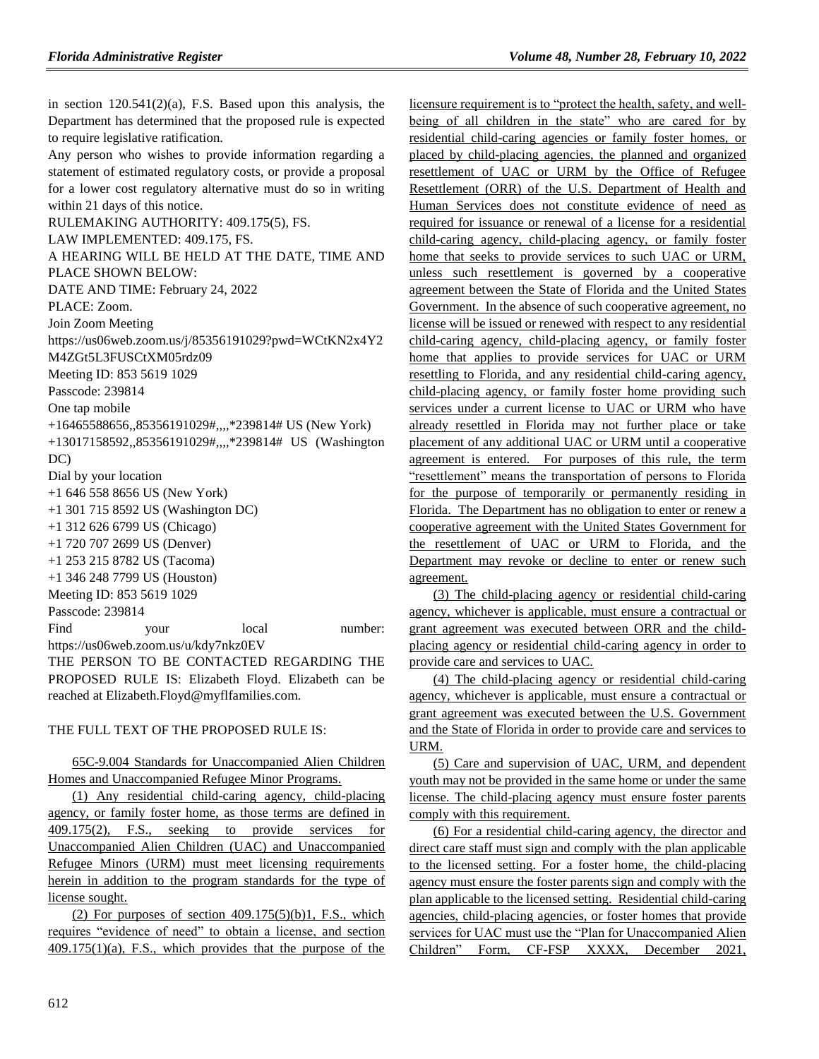in section 120.541(2)(a), F.S. Based upon this analysis, the Department has determined that the proposed rule is expected to require legislative ratification.

Any person who wishes to provide information regarding a statement of estimated regulatory costs, or provide a proposal for a lower cost regulatory alternative must do so in writing within 21 days of this notice.

RULEMAKING AUTHORITY: 409.175(5), FS.

LAW IMPLEMENTED: 409.175, FS.

A HEARING WILL BE HELD AT THE DATE, TIME AND PLACE SHOWN BELOW:

DATE AND TIME: February 24, 2022

PLACE: Zoom.

Join Zoom Meeting

https://us06web.zoom.us/j/85356191029?pwd=WCtKN2x4Y2M4ZGt5L3FUSCtXM05rdz09

Meeting ID: 853 5619 1029

Passcode: 239814

One tap mobile

+16465588656,,85356191029#,,,,*239814# US (New York)

+13017158592,,85356191029#,,,,*239814# US (Washington DC)

Dial by your location

+1 646 558 8656 US (New York)

+1 301 715 8592 US (Washington DC)

+1 312 626 6799 US (Chicago)

+1 720 707 2699 US (Denver)

+1 253 215 8782 US (Tacoma)

+1 346 248 7799 US (Houston)

Meeting ID: 853 5619 1029

Passcode: 239814

Find your local number: https://us06web.zoom.us/u/kdy7nkz0EV

THE PERSON TO BE CONTACTED REGARDING THE PROPOSED RULE IS: Elizabeth Floyd. Elizabeth can be reached at Elizabeth.Floyd@myflfamilies.com.

THE FULL TEXT OF THE PROPOSED RULE IS:

65C-9.004 Standards for Unaccompanied Alien Children Homes and Unaccompanied Refugee Minor Programs.

(1) Any residential child-caring agency, child-placing agency, or family foster home, as those terms are defined in 409.175(2), F.S., seeking to provide services for Unaccompanied Alien Children (UAC) and Unaccompanied Refugee Minors (URM) must meet licensing requirements herein in addition to the program standards for the type of license sought.

(2) For purposes of section 409.175(5)(b)1, F.S., which requires "evidence of need" to obtain a license, and section 409.175(1)(a), F.S., which provides that the purpose of the licensure requirement is to "protect the health, safety, and well-being of all children in the state" who are cared for by residential child-caring agencies or family foster homes, or placed by child-placing agencies, the planned and organized resettlement of UAC or URM by the Office of Refugee Resettlement (ORR) of the U.S. Department of Health and Human Services does not constitute evidence of need as required for issuance or renewal of a license for a residential child-caring agency, child-placing agency, or family foster home that seeks to provide services to such UAC or URM, unless such resettlement is governed by a cooperative agreement between the State of Florida and the United States Government. In the absence of such cooperative agreement, no license will be issued or renewed with respect to any residential child-caring agency, child-placing agency, or family foster home that applies to provide services for UAC or URM resettling to Florida, and any residential child-caring agency, child-placing agency, or family foster home providing such services under a current license to UAC or URM who have already resettled in Florida may not further place or take placement of any additional UAC or URM until a cooperative agreement is entered. For purposes of this rule, the term "resettlement" means the transportation of persons to Florida for the purpose of temporarily or permanently residing in Florida. The Department has no obligation to enter or renew a cooperative agreement with the United States Government for the resettlement of UAC or URM to Florida, and the Department may revoke or decline to enter or renew such agreement.

(3) The child-placing agency or residential child-caring agency, whichever is applicable, must ensure a contractual or grant agreement was executed between ORR and the child-placing agency or residential child-caring agency in order to provide care and services to UAC.

(4) The child-placing agency or residential child-caring agency, whichever is applicable, must ensure a contractual or grant agreement was executed between the U.S. Government and the State of Florida in order to provide care and services to URM.

(5) Care and supervision of UAC, URM, and dependent youth may not be provided in the same home or under the same license. The child-placing agency must ensure foster parents comply with this requirement.

(6) For a residential child-caring agency, the director and direct care staff must sign and comply with the plan applicable to the licensed setting. For a foster home, the child-placing agency must ensure the foster parents sign and comply with the plan applicable to the licensed setting. Residential child-caring agencies, child-placing agencies, or foster homes that provide services for UAC must use the "Plan for Unaccompanied Alien Children" Form, CF-FSP XXXX, December 2021,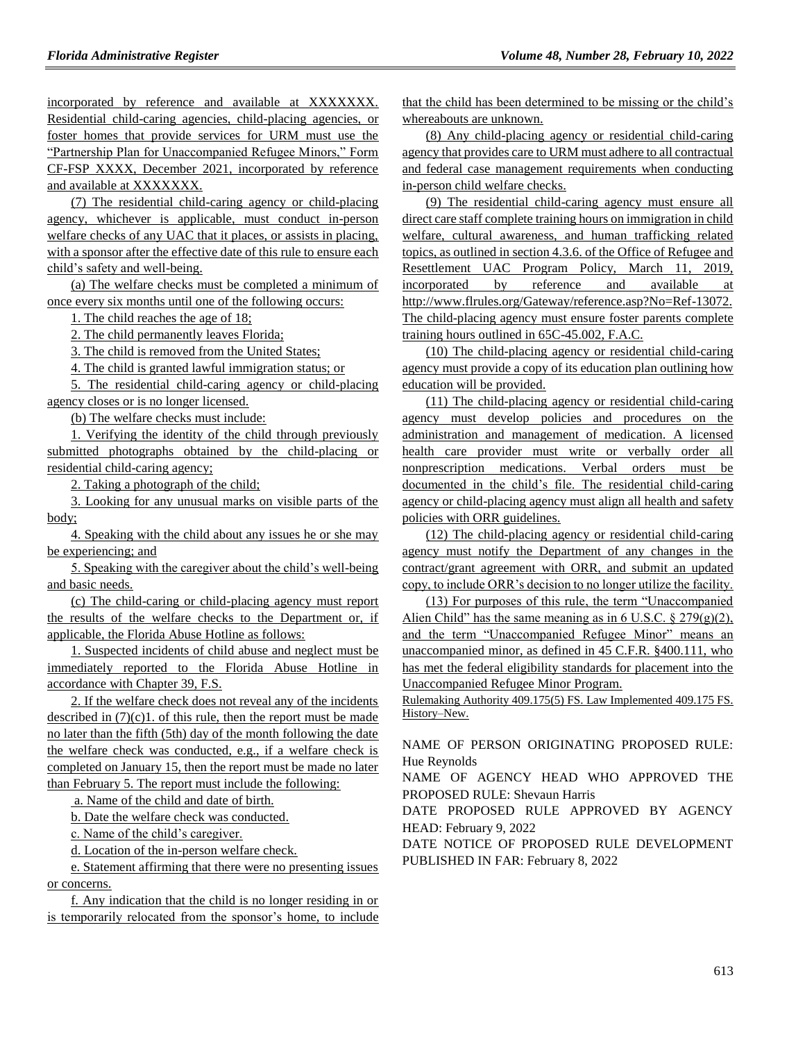incorporated by reference and available at XXXXXXX. Residential child-caring agencies, child-placing agencies, or foster homes that provide services for URM must use the "Partnership Plan for Unaccompanied Refugee Minors," Form CF-FSP XXXX, December 2021, incorporated by reference and available at XXXXXXX.

(7) The residential child-caring agency or child-placing agency, whichever is applicable, must conduct in-person welfare checks of any UAC that it places, or assists in placing, with a sponsor after the effective date of this rule to ensure each child's safety and well-being.

(a) The welfare checks must be completed a minimum of once every six months until one of the following occurs:

1. The child reaches the age of 18;

2. The child permanently leaves Florida;

3. The child is removed from the United States;

4. The child is granted lawful immigration status; or

5. The residential child-caring agency or child-placing agency closes or is no longer licensed.

(b) The welfare checks must include:

1. Verifying the identity of the child through previously submitted photographs obtained by the child-placing or residential child-caring agency;

2. Taking a photograph of the child;

3. Looking for any unusual marks on visible parts of the body;

4. Speaking with the child about any issues he or she may be experiencing; and

5. Speaking with the caregiver about the child's well-being and basic needs.

(c) The child-caring or child-placing agency must report the results of the welfare checks to the Department or, if applicable, the Florida Abuse Hotline as follows:

1. Suspected incidents of child abuse and neglect must be immediately reported to the Florida Abuse Hotline in accordance with Chapter 39, F.S.

2. If the welfare check does not reveal any of the incidents described in (7)(c)1. of this rule, then the report must be made no later than the fifth (5th) day of the month following the date the welfare check was conducted, e.g., if a welfare check is completed on January 15, then the report must be made no later than February 5. The report must include the following:

a. Name of the child and date of birth.

b. Date the welfare check was conducted.

c. Name of the child's caregiver.

d. Location of the in-person welfare check.

e. Statement affirming that there were no presenting issues or concerns.

f. Any indication that the child is no longer residing in or is temporarily relocated from the sponsor's home, to include that the child has been determined to be missing or the child's whereabouts are unknown.

(8) Any child-placing agency or residential child-caring agency that provides care to URM must adhere to all contractual and federal case management requirements when conducting in-person child welfare checks.

(9) The residential child-caring agency must ensure all direct care staff complete training hours on immigration in child welfare, cultural awareness, and human trafficking related topics, as outlined in section 4.3.6. of the Office of Refugee and Resettlement UAC Program Policy, March 11, 2019, incorporated by reference and available at http://www.flrules.org/Gateway/reference.asp?No=Ref-13072. The child-placing agency must ensure foster parents complete training hours outlined in 65C-45.002, F.A.C.

(10) The child-placing agency or residential child-caring agency must provide a copy of its education plan outlining how education will be provided.

(11) The child-placing agency or residential child-caring agency must develop policies and procedures on the administration and management of medication. A licensed health care provider must write or verbally order all nonprescription medications. Verbal orders must be documented in the child's file. The residential child-caring agency or child-placing agency must align all health and safety policies with ORR guidelines.

(12) The child-placing agency or residential child-caring agency must notify the Department of any changes in the contract/grant agreement with ORR, and submit an updated copy, to include ORR's decision to no longer utilize the facility.

(13) For purposes of this rule, the term "Unaccompanied Alien Child" has the same meaning as in 6 U.S.C. § 279(g)(2), and the term "Unaccompanied Refugee Minor" means an unaccompanied minor, as defined in 45 C.F.R. §400.111, who has met the federal eligibility standards for placement into the Unaccompanied Refugee Minor Program.

Rulemaking Authority 409.175(5) FS. Law Implemented 409.175 FS. History–New.

NAME OF PERSON ORIGINATING PROPOSED RULE: Hue Reynolds

NAME OF AGENCY HEAD WHO APPROVED THE PROPOSED RULE: Shevaun Harris

DATE PROPOSED RULE APPROVED BY AGENCY HEAD: February 9, 2022

DATE NOTICE OF PROPOSED RULE DEVELOPMENT PUBLISHED IN FAR: February 8, 2022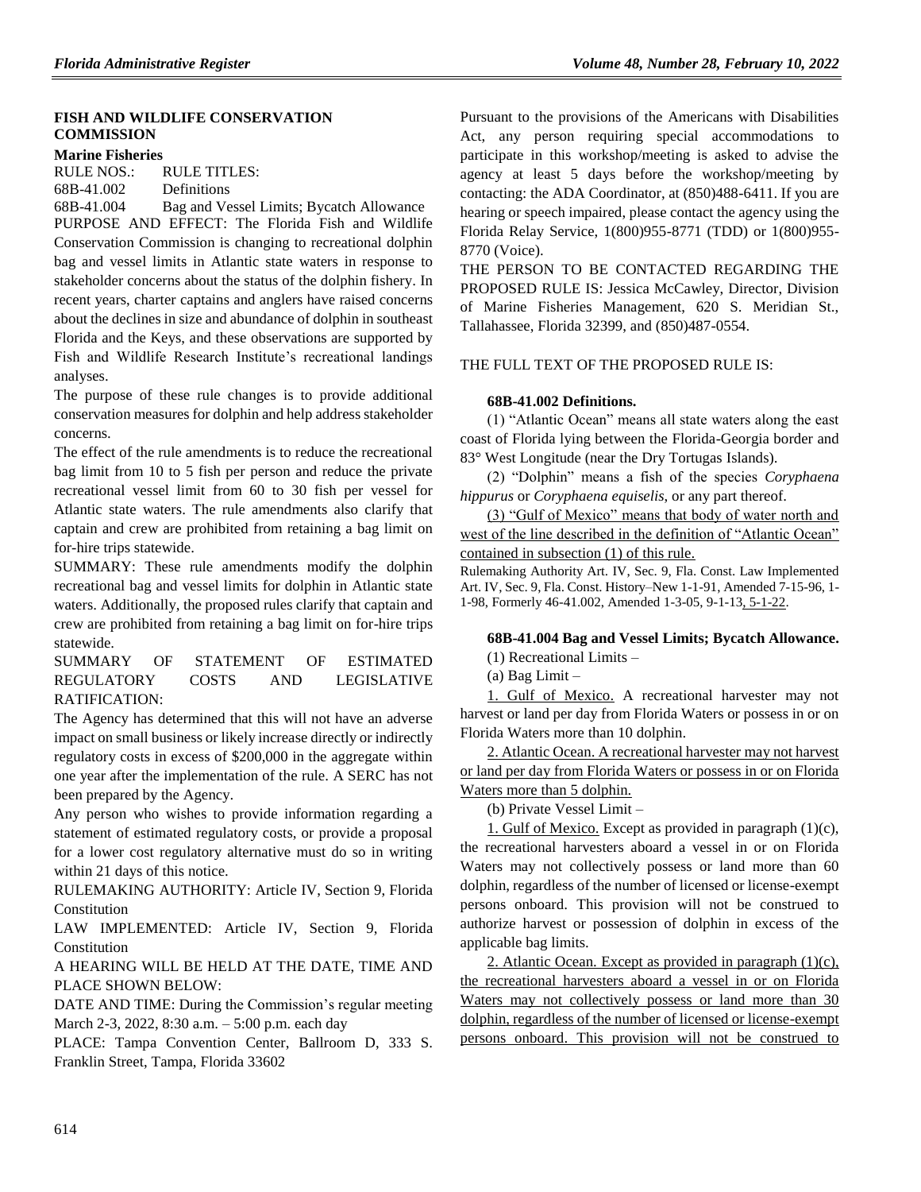## FISH AND WILDLIFE CONSERVATION COMMISSION

### Marine Fisheries

RULE NOS.: RULE TITLES:

68B-41.002 Definitions

68B-41.004 Bag and Vessel Limits; Bycatch Allowance

PURPOSE AND EFFECT: The Florida Fish and Wildlife Conservation Commission is changing to recreational dolphin bag and vessel limits in Atlantic state waters in response to stakeholder concerns about the status of the dolphin fishery. In recent years, charter captains and anglers have raised concerns about the declines in size and abundance of dolphin in southeast Florida and the Keys, and these observations are supported by Fish and Wildlife Research Institute's recreational landings analyses.

The purpose of these rule changes is to provide additional conservation measures for dolphin and help address stakeholder concerns.

The effect of the rule amendments is to reduce the recreational bag limit from 10 to 5 fish per person and reduce the private recreational vessel limit from 60 to 30 fish per vessel for Atlantic state waters. The rule amendments also clarify that captain and crew are prohibited from retaining a bag limit on for-hire trips statewide.

SUMMARY: These rule amendments modify the dolphin recreational bag and vessel limits for dolphin in Atlantic state waters. Additionally, the proposed rules clarify that captain and crew are prohibited from retaining a bag limit on for-hire trips statewide.

SUMMARY OF STATEMENT OF ESTIMATED REGULATORY COSTS AND LEGISLATIVE RATIFICATION:

The Agency has determined that this will not have an adverse impact on small business or likely increase directly or indirectly regulatory costs in excess of $200,000 in the aggregate within one year after the implementation of the rule. A SERC has not been prepared by the Agency.

Any person who wishes to provide information regarding a statement of estimated regulatory costs, or provide a proposal for a lower cost regulatory alternative must do so in writing within 21 days of this notice.

RULEMAKING AUTHORITY: Article IV, Section 9, Florida Constitution

LAW IMPLEMENTED: Article IV, Section 9, Florida Constitution

A HEARING WILL BE HELD AT THE DATE, TIME AND PLACE SHOWN BELOW:

DATE AND TIME: During the Commission's regular meeting March 2-3, 2022, 8:30 a.m. – 5:00 p.m. each day

PLACE: Tampa Convention Center, Ballroom D, 333 S. Franklin Street, Tampa, Florida 33602

Pursuant to the provisions of the Americans with Disabilities Act, any person requiring special accommodations to participate in this workshop/meeting is asked to advise the agency at least 5 days before the workshop/meeting by contacting: the ADA Coordinator, at (850)488-6411. If you are hearing or speech impaired, please contact the agency using the Florida Relay Service, 1(800)955-8771 (TDD) or 1(800)955-8770 (Voice).

THE PERSON TO BE CONTACTED REGARDING THE PROPOSED RULE IS: Jessica McCawley, Director, Division of Marine Fisheries Management, 620 S. Meridian St., Tallahassee, Florida 32399, and (850)487-0554.

THE FULL TEXT OF THE PROPOSED RULE IS:

**68B-41.002 Definitions.**

(1) "Atlantic Ocean" means all state waters along the east coast of Florida lying between the Florida-Georgia border and 83° West Longitude (near the Dry Tortugas Islands).

(2) "Dolphin" means a fish of the species *Coryphaena hippurus* or *Coryphaena equiselis*, or any part thereof.

(3) "Gulf of Mexico" means that body of water north and west of the line described in the definition of "Atlantic Ocean" contained in subsection (1) of this rule.

Rulemaking Authority Art. IV, Sec. 9, Fla. Const. Law Implemented Art. IV, Sec. 9, Fla. Const. History–New 1-1-91, Amended 7-15-96, 1-1-98, Formerly 46-41.002, Amended 1-3-05, 9-1-13, 5-1-22.

**68B-41.004 Bag and Vessel Limits; Bycatch Allowance.**

(1) Recreational Limits –

(a) Bag Limit –

1. Gulf of Mexico. A recreational harvester may not harvest or land per day from Florida Waters or possess in or on Florida Waters more than 10 dolphin.

2. Atlantic Ocean. A recreational harvester may not harvest or land per day from Florida Waters or possess in or on Florida Waters more than 5 dolphin.

(b) Private Vessel Limit –

1. Gulf of Mexico. Except as provided in paragraph (1)(c), the recreational harvesters aboard a vessel in or on Florida Waters may not collectively possess or land more than 60 dolphin, regardless of the number of licensed or license-exempt persons onboard. This provision will not be construed to authorize harvest or possession of dolphin in excess of the applicable bag limits.

2. Atlantic Ocean. Except as provided in paragraph (1)(c), the recreational harvesters aboard a vessel in or on Florida Waters may not collectively possess or land more than 30 dolphin, regardless of the number of licensed or license-exempt persons onboard. This provision will not be construed to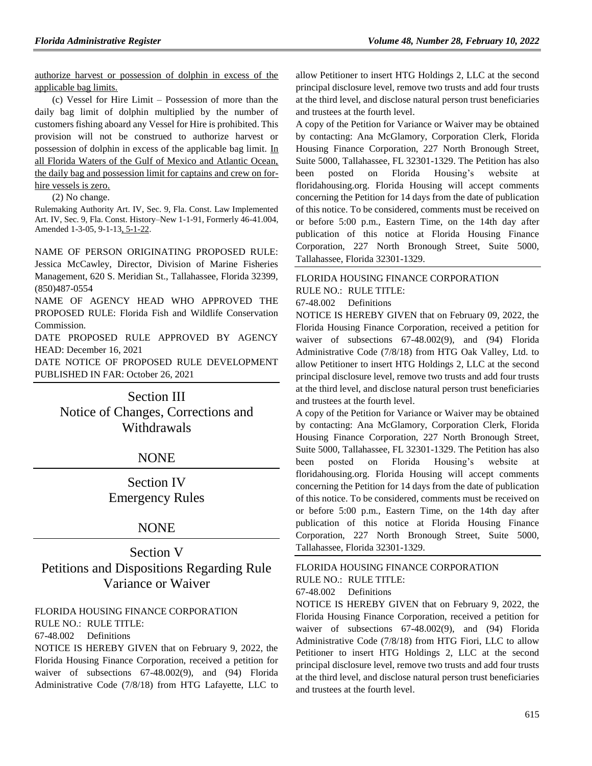authorize harvest or possession of dolphin in excess of the applicable bag limits.

(c) Vessel for Hire Limit – Possession of more than the daily bag limit of dolphin multiplied by the number of customers fishing aboard any Vessel for Hire is prohibited. This provision will not be construed to authorize harvest or possession of dolphin in excess of the applicable bag limit. In all Florida Waters of the Gulf of Mexico and Atlantic Ocean, the daily bag and possession limit for captains and crew on for-hire vessels is zero.

(2) No change.

Rulemaking Authority Art. IV, Sec. 9, Fla. Const. Law Implemented Art. IV, Sec. 9, Fla. Const. History–New 1-1-91, Formerly 46-41.004, Amended 1-3-05, 9-1-13, 5-1-22.

NAME OF PERSON ORIGINATING PROPOSED RULE: Jessica McCawley, Director, Division of Marine Fisheries Management, 620 S. Meridian St., Tallahassee, Florida 32399, (850)487-0554

NAME OF AGENCY HEAD WHO APPROVED THE PROPOSED RULE: Florida Fish and Wildlife Conservation Commission.

DATE PROPOSED RULE APPROVED BY AGENCY HEAD: December 16, 2021

DATE NOTICE OF PROPOSED RULE DEVELOPMENT PUBLISHED IN FAR: October 26, 2021

# Section III
# Notice of Changes, Corrections and Withdrawals

## NONE

# Section IV
# Emergency Rules

## NONE

# Section V
# Petitions and Dispositions Regarding Rule Variance or Waiver

FLORIDA HOUSING FINANCE CORPORATION

RULE NO.: RULE TITLE:

67-48.002 Definitions

NOTICE IS HEREBY GIVEN that on February 9, 2022, the Florida Housing Finance Corporation, received a petition for waiver of subsections 67-48.002(9), and (94) Florida Administrative Code (7/8/18) from HTG Lafayette, LLC to allow Petitioner to insert HTG Holdings 2, LLC at the second principal disclosure level, remove two trusts and add four trusts at the third level, and disclose natural person trust beneficiaries and trustees at the fourth level.

A copy of the Petition for Variance or Waiver may be obtained by contacting: Ana McGlamory, Corporation Clerk, Florida Housing Finance Corporation, 227 North Bronough Street, Suite 5000, Tallahassee, FL 32301-1329. The Petition has also been posted on Florida Housing's website at floridahousing.org. Florida Housing will accept comments concerning the Petition for 14 days from the date of publication of this notice. To be considered, comments must be received on or before 5:00 p.m., Eastern Time, on the 14th day after publication of this notice at Florida Housing Finance Corporation, 227 North Bronough Street, Suite 5000, Tallahassee, Florida 32301-1329.

FLORIDA HOUSING FINANCE CORPORATION

RULE NO.: RULE TITLE:

67-48.002 Definitions

NOTICE IS HEREBY GIVEN that on February 09, 2022, the Florida Housing Finance Corporation, received a petition for waiver of subsections 67-48.002(9), and (94) Florida Administrative Code (7/8/18) from HTG Oak Valley, Ltd. to allow Petitioner to insert HTG Holdings 2, LLC at the second principal disclosure level, remove two trusts and add four trusts at the third level, and disclose natural person trust beneficiaries and trustees at the fourth level.

A copy of the Petition for Variance or Waiver may be obtained by contacting: Ana McGlamory, Corporation Clerk, Florida Housing Finance Corporation, 227 North Bronough Street, Suite 5000, Tallahassee, FL 32301-1329. The Petition has also been posted on Florida Housing's website at floridahousing.org. Florida Housing will accept comments concerning the Petition for 14 days from the date of publication of this notice. To be considered, comments must be received on or before 5:00 p.m., Eastern Time, on the 14th day after publication of this notice at Florida Housing Finance Corporation, 227 North Bronough Street, Suite 5000, Tallahassee, Florida 32301-1329.

FLORIDA HOUSING FINANCE CORPORATION

RULE NO.: RULE TITLE:

67-48.002 Definitions

NOTICE IS HEREBY GIVEN that on February 9, 2022, the Florida Housing Finance Corporation, received a petition for waiver of subsections 67-48.002(9), and (94) Florida Administrative Code (7/8/18) from HTG Fiori, LLC to allow Petitioner to insert HTG Holdings 2, LLC at the second principal disclosure level, remove two trusts and add four trusts at the third level, and disclose natural person trust beneficiaries and trustees at the fourth level.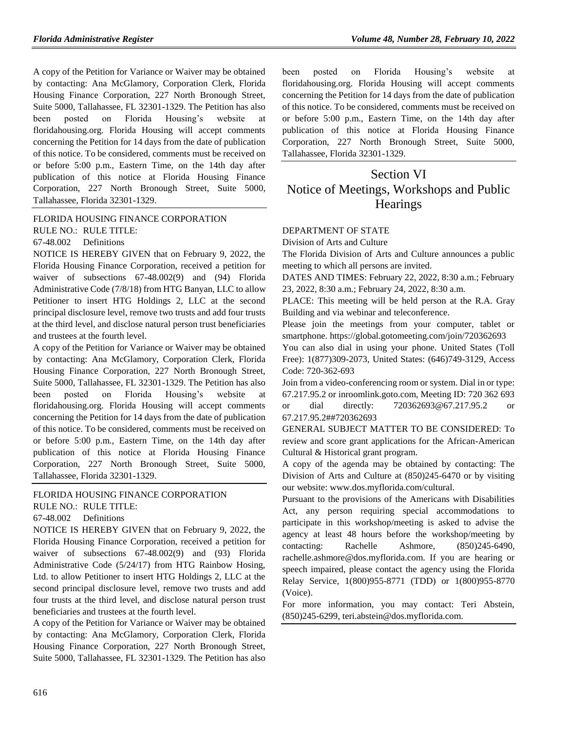A copy of the Petition for Variance or Waiver may be obtained by contacting: Ana McGlamory, Corporation Clerk, Florida Housing Finance Corporation, 227 North Bronough Street, Suite 5000, Tallahassee, FL 32301-1329. The Petition has also been posted on Florida Housing's website at floridahousing.org. Florida Housing will accept comments concerning the Petition for 14 days from the date of publication of this notice. To be considered, comments must be received on or before 5:00 p.m., Eastern Time, on the 14th day after publication of this notice at Florida Housing Finance Corporation, 227 North Bronough Street, Suite 5000, Tallahassee, Florida 32301-1329.

FLORIDA HOUSING FINANCE CORPORATION

RULE NO.: RULE TITLE:

67-48.002 Definitions

NOTICE IS HEREBY GIVEN that on February 9, 2022, the Florida Housing Finance Corporation, received a petition for waiver of subsections 67-48.002(9) and (94) Florida Administrative Code (7/8/18) from HTG Banyan, LLC to allow Petitioner to insert HTG Holdings 2, LLC at the second principal disclosure level, remove two trusts and add four trusts at the third level, and disclose natural person trust beneficiaries and trustees at the fourth level.

A copy of the Petition for Variance or Waiver may be obtained by contacting: Ana McGlamory, Corporation Clerk, Florida Housing Finance Corporation, 227 North Bronough Street, Suite 5000, Tallahassee, FL 32301-1329. The Petition has also been posted on Florida Housing's website at floridahousing.org. Florida Housing will accept comments concerning the Petition for 14 days from the date of publication of this notice. To be considered, comments must be received on or before 5:00 p.m., Eastern Time, on the 14th day after publication of this notice at Florida Housing Finance Corporation, 227 North Bronough Street, Suite 5000, Tallahassee, Florida 32301-1329.

FLORIDA HOUSING FINANCE CORPORATION

RULE NO.: RULE TITLE:

67-48.002 Definitions

NOTICE IS HEREBY GIVEN that on February 9, 2022, the Florida Housing Finance Corporation, received a petition for waiver of subsections 67-48.002(9) and (93) Florida Administrative Code (5/24/17) from HTG Rainbow Hosing, Ltd. to allow Petitioner to insert HTG Holdings 2, LLC at the second principal disclosure level, remove two trusts and add four trusts at the third level, and disclose natural person trust beneficiaries and trustees at the fourth level.

A copy of the Petition for Variance or Waiver may be obtained by contacting: Ana McGlamory, Corporation Clerk, Florida Housing Finance Corporation, 227 North Bronough Street, Suite 5000, Tallahassee, FL 32301-1329. The Petition has also been posted on Florida Housing's website at floridahousing.org. Florida Housing will accept comments concerning the Petition for 14 days from the date of publication of this notice. To be considered, comments must be received on or before 5:00 p.m., Eastern Time, on the 14th day after publication of this notice at Florida Housing Finance Corporation, 227 North Bronough Street, Suite 5000, Tallahassee, Florida 32301-1329.

# Section VI
# Notice of Meetings, Workshops and Public Hearings

DEPARTMENT OF STATE

Division of Arts and Culture

The Florida Division of Arts and Culture announces a public meeting to which all persons are invited.

DATES AND TIMES: February 22, 2022, 8:30 a.m.; February 23, 2022, 8:30 a.m.; February 24, 2022, 8:30 a.m.

PLACE: This meeting will be held person at the R.A. Gray Building and via webinar and teleconference.

Please join the meetings from your computer, tablet or smartphone. https://global.gotomeeting.com/join/720362693

You can also dial in using your phone. United States (Toll Free): 1(877)309-2073, United States: (646)749-3129, Access Code: 720-362-693

Join from a video-conferencing room or system. Dial in or type: 67.217.95.2 or inroomlink.goto.com, Meeting ID: 720 362 693 or dial directly: 720362693@67.217.95.2 or 67.217.95.2##720362693

GENERAL SUBJECT MATTER TO BE CONSIDERED: To review and score grant applications for the African-American Cultural & Historical grant program.

A copy of the agenda may be obtained by contacting: The Division of Arts and Culture at (850)245-6470 or by visiting our website: www.dos.myflorida.com/cultural.

Pursuant to the provisions of the Americans with Disabilities Act, any person requiring special accommodations to participate in this workshop/meeting is asked to advise the agency at least 48 hours before the workshop/meeting by contacting: Rachelle Ashmore, (850)245-6490, rachelle.ashmore@dos.myflorida.com. If you are hearing or speech impaired, please contact the agency using the Florida Relay Service, 1(800)955-8771 (TDD) or 1(800)955-8770 (Voice).

For more information, you may contact: Teri Abstein, (850)245-6299, teri.abstein@dos.myflorida.com.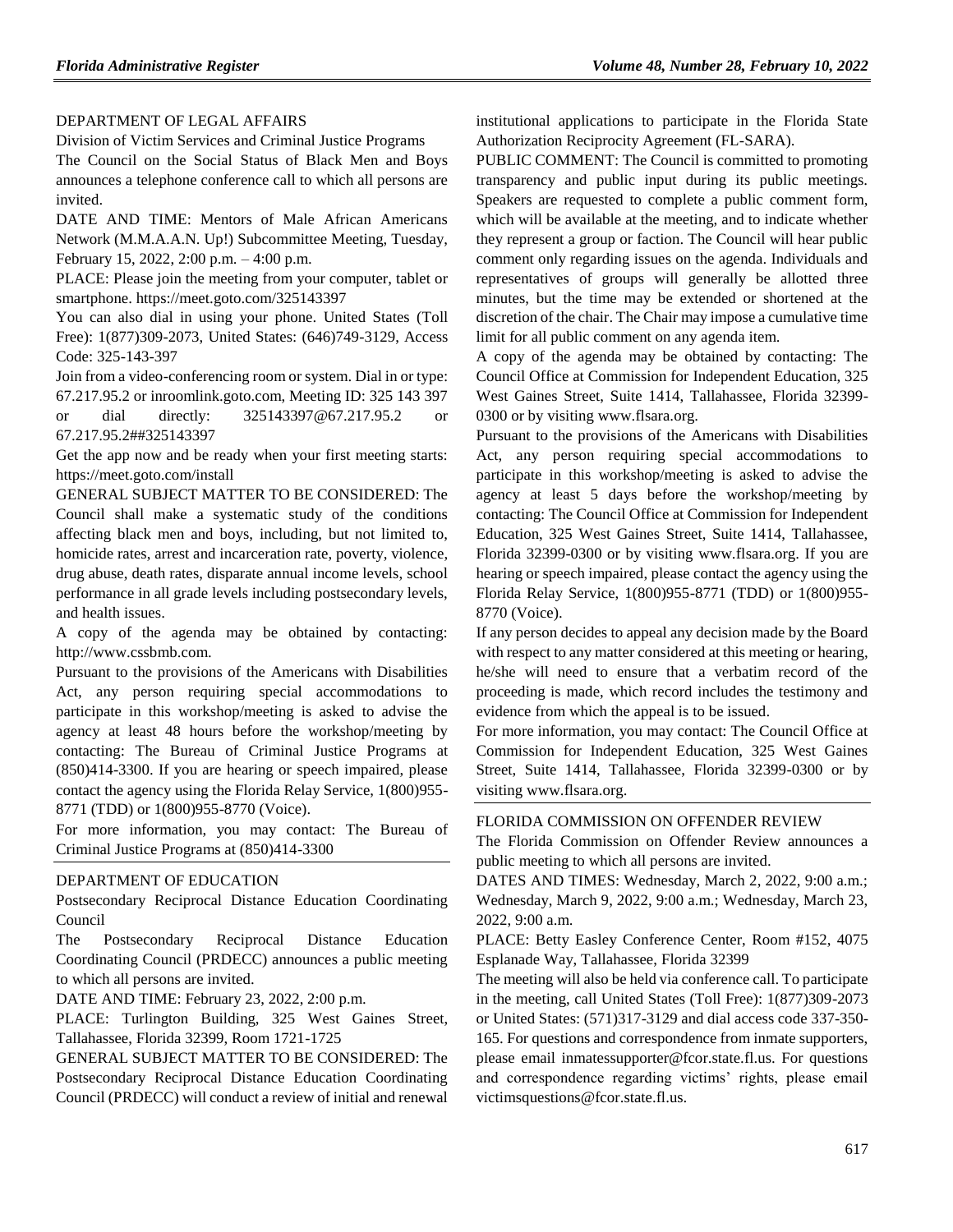## DEPARTMENT OF LEGAL AFFAIRS

Division of Victim Services and Criminal Justice Programs

The Council on the Social Status of Black Men and Boys announces a telephone conference call to which all persons are invited.

DATE AND TIME: Mentors of Male African Americans Network (M.M.A.A.N. Up!) Subcommittee Meeting, Tuesday, February 15, 2022, 2:00 p.m. – 4:00 p.m.

PLACE: Please join the meeting from your computer, tablet or smartphone. https://meet.goto.com/325143397

You can also dial in using your phone. United States (Toll Free): 1(877)309-2073, United States: (646)749-3129, Access Code: 325-143-397

Join from a video-conferencing room or system. Dial in or type: 67.217.95.2 or inroomlink.goto.com, Meeting ID: 325 143 397 or dial directly: 325143397@67.217.95.2 or 67.217.95.2##325143397

Get the app now and be ready when your first meeting starts: https://meet.goto.com/install

GENERAL SUBJECT MATTER TO BE CONSIDERED: The Council shall make a systematic study of the conditions affecting black men and boys, including, but not limited to, homicide rates, arrest and incarceration rate, poverty, violence, drug abuse, death rates, disparate annual income levels, school performance in all grade levels including postsecondary levels, and health issues.

A copy of the agenda may be obtained by contacting: http://www.cssbmb.com.

Pursuant to the provisions of the Americans with Disabilities Act, any person requiring special accommodations to participate in this workshop/meeting is asked to advise the agency at least 48 hours before the workshop/meeting by contacting: The Bureau of Criminal Justice Programs at (850)414-3300. If you are hearing or speech impaired, please contact the agency using the Florida Relay Service, 1(800)955-8771 (TDD) or 1(800)955-8770 (Voice).

For more information, you may contact: The Bureau of Criminal Justice Programs at (850)414-3300

## DEPARTMENT OF EDUCATION

Postsecondary Reciprocal Distance Education Coordinating Council

The Postsecondary Reciprocal Distance Education Coordinating Council (PRDECC) announces a public meeting to which all persons are invited.

DATE AND TIME: February 23, 2022, 2:00 p.m.

PLACE: Turlington Building, 325 West Gaines Street, Tallahassee, Florida 32399, Room 1721-1725

GENERAL SUBJECT MATTER TO BE CONSIDERED: The Postsecondary Reciprocal Distance Education Coordinating Council (PRDECC) will conduct a review of initial and renewal institutional applications to participate in the Florida State Authorization Reciprocity Agreement (FL-SARA).

PUBLIC COMMENT: The Council is committed to promoting transparency and public input during its public meetings. Speakers are requested to complete a public comment form, which will be available at the meeting, and to indicate whether they represent a group or faction. The Council will hear public comment only regarding issues on the agenda. Individuals and representatives of groups will generally be allotted three minutes, but the time may be extended or shortened at the discretion of the chair. The Chair may impose a cumulative time limit for all public comment on any agenda item.

A copy of the agenda may be obtained by contacting: The Council Office at Commission for Independent Education, 325 West Gaines Street, Suite 1414, Tallahassee, Florida 32399-0300 or by visiting www.flsara.org.

Pursuant to the provisions of the Americans with Disabilities Act, any person requiring special accommodations to participate in this workshop/meeting is asked to advise the agency at least 5 days before the workshop/meeting by contacting: The Council Office at Commission for Independent Education, 325 West Gaines Street, Suite 1414, Tallahassee, Florida 32399-0300 or by visiting www.flsara.org. If you are hearing or speech impaired, please contact the agency using the Florida Relay Service, 1(800)955-8771 (TDD) or 1(800)955-8770 (Voice).

If any person decides to appeal any decision made by the Board with respect to any matter considered at this meeting or hearing, he/she will need to ensure that a verbatim record of the proceeding is made, which record includes the testimony and evidence from which the appeal is to be issued.

For more information, you may contact: The Council Office at Commission for Independent Education, 325 West Gaines Street, Suite 1414, Tallahassee, Florida 32399-0300 or by visiting www.flsara.org.

## FLORIDA COMMISSION ON OFFENDER REVIEW

The Florida Commission on Offender Review announces a public meeting to which all persons are invited.

DATES AND TIMES: Wednesday, March 2, 2022, 9:00 a.m.; Wednesday, March 9, 2022, 9:00 a.m.; Wednesday, March 23, 2022, 9:00 a.m.

PLACE: Betty Easley Conference Center, Room #152, 4075 Esplanade Way, Tallahassee, Florida 32399

The meeting will also be held via conference call. To participate in the meeting, call United States (Toll Free): 1(877)309-2073 or United States: (571)317-3129 and dial access code 337-350-165. For questions and correspondence from inmate supporters, please email inmatessupporter@fcor.state.fl.us. For questions and correspondence regarding victims' rights, please email victimsquestions@fcor.state.fl.us.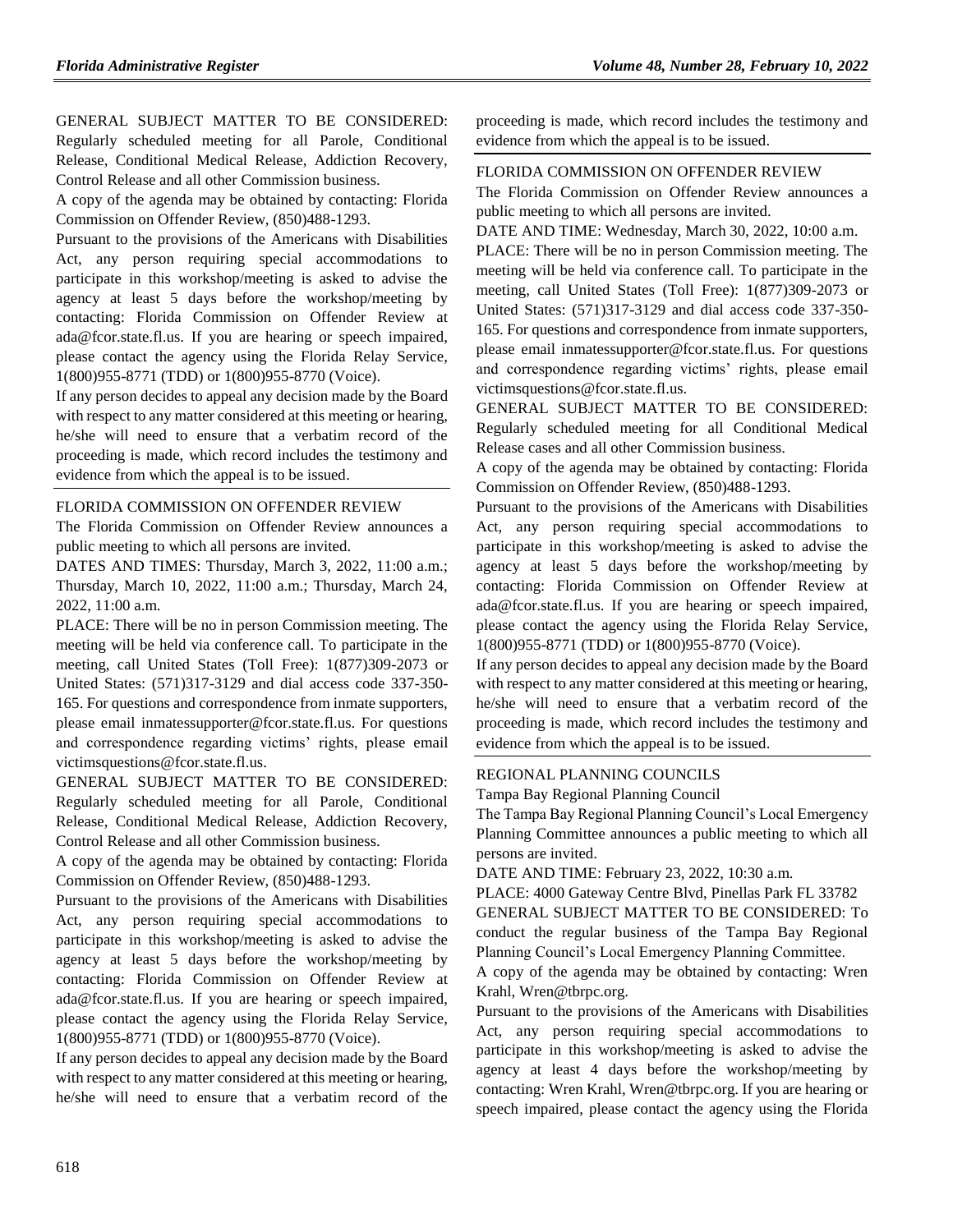GENERAL SUBJECT MATTER TO BE CONSIDERED: Regularly scheduled meeting for all Parole, Conditional Release, Conditional Medical Release, Addiction Recovery, Control Release and all other Commission business.

A copy of the agenda may be obtained by contacting: Florida Commission on Offender Review, (850)488-1293.

Pursuant to the provisions of the Americans with Disabilities Act, any person requiring special accommodations to participate in this workshop/meeting is asked to advise the agency at least 5 days before the workshop/meeting by contacting: Florida Commission on Offender Review at ada@fcor.state.fl.us. If you are hearing or speech impaired, please contact the agency using the Florida Relay Service, 1(800)955-8771 (TDD) or 1(800)955-8770 (Voice).

If any person decides to appeal any decision made by the Board with respect to any matter considered at this meeting or hearing, he/she will need to ensure that a verbatim record of the proceeding is made, which record includes the testimony and evidence from which the appeal is to be issued.

---

FLORIDA COMMISSION ON OFFENDER REVIEW

The Florida Commission on Offender Review announces a public meeting to which all persons are invited.

DATES AND TIMES: Thursday, March 3, 2022, 11:00 a.m.; Thursday, March 10, 2022, 11:00 a.m.; Thursday, March 24, 2022, 11:00 a.m.

PLACE: There will be no in person Commission meeting. The meeting will be held via conference call. To participate in the meeting, call United States (Toll Free): 1(877)309-2073 or United States: (571)317-3129 and dial access code 337-350-165. For questions and correspondence from inmate supporters, please email inmatessupporter@fcor.state.fl.us. For questions and correspondence regarding victims' rights, please email victimsquestions@fcor.state.fl.us.

GENERAL SUBJECT MATTER TO BE CONSIDERED: Regularly scheduled meeting for all Parole, Conditional Release, Conditional Medical Release, Addiction Recovery, Control Release and all other Commission business.

A copy of the agenda may be obtained by contacting: Florida Commission on Offender Review, (850)488-1293.

Pursuant to the provisions of the Americans with Disabilities Act, any person requiring special accommodations to participate in this workshop/meeting is asked to advise the agency at least 5 days before the workshop/meeting by contacting: Florida Commission on Offender Review at ada@fcor.state.fl.us. If you are hearing or speech impaired, please contact the agency using the Florida Relay Service, 1(800)955-8771 (TDD) or 1(800)955-8770 (Voice).

If any person decides to appeal any decision made by the Board with respect to any matter considered at this meeting or hearing, he/she will need to ensure that a verbatim record of the proceeding is made, which record includes the testimony and evidence from which the appeal is to be issued.

---

FLORIDA COMMISSION ON OFFENDER REVIEW

The Florida Commission on Offender Review announces a public meeting to which all persons are invited.

DATE AND TIME: Wednesday, March 30, 2022, 10:00 a.m.

PLACE: There will be no in person Commission meeting. The meeting will be held via conference call. To participate in the meeting, call United States (Toll Free): 1(877)309-2073 or United States: (571)317-3129 and dial access code 337-350-165. For questions and correspondence from inmate supporters, please email inmatessupporter@fcor.state.fl.us. For questions and correspondence regarding victims' rights, please email victimsquestions@fcor.state.fl.us.

GENERAL SUBJECT MATTER TO BE CONSIDERED: Regularly scheduled meeting for all Conditional Medical Release cases and all other Commission business.

A copy of the agenda may be obtained by contacting: Florida Commission on Offender Review, (850)488-1293.

Pursuant to the provisions of the Americans with Disabilities Act, any person requiring special accommodations to participate in this workshop/meeting is asked to advise the agency at least 5 days before the workshop/meeting by contacting: Florida Commission on Offender Review at ada@fcor.state.fl.us. If you are hearing or speech impaired, please contact the agency using the Florida Relay Service, 1(800)955-8771 (TDD) or 1(800)955-8770 (Voice).

If any person decides to appeal any decision made by the Board with respect to any matter considered at this meeting or hearing, he/she will need to ensure that a verbatim record of the proceeding is made, which record includes the testimony and evidence from which the appeal is to be issued.

---

REGIONAL PLANNING COUNCILS

Tampa Bay Regional Planning Council

The Tampa Bay Regional Planning Council's Local Emergency Planning Committee announces a public meeting to which all persons are invited.

DATE AND TIME: February 23, 2022, 10:30 a.m.

PLACE: 4000 Gateway Centre Blvd, Pinellas Park FL 33782

GENERAL SUBJECT MATTER TO BE CONSIDERED: To conduct the regular business of the Tampa Bay Regional Planning Council's Local Emergency Planning Committee.

A copy of the agenda may be obtained by contacting: Wren Krahl, Wren@tbrpc.org.

Pursuant to the provisions of the Americans with Disabilities Act, any person requiring special accommodations to participate in this workshop/meeting is asked to advise the agency at least 4 days before the workshop/meeting by contacting: Wren Krahl, Wren@tbrpc.org. If you are hearing or speech impaired, please contact the agency using the Florida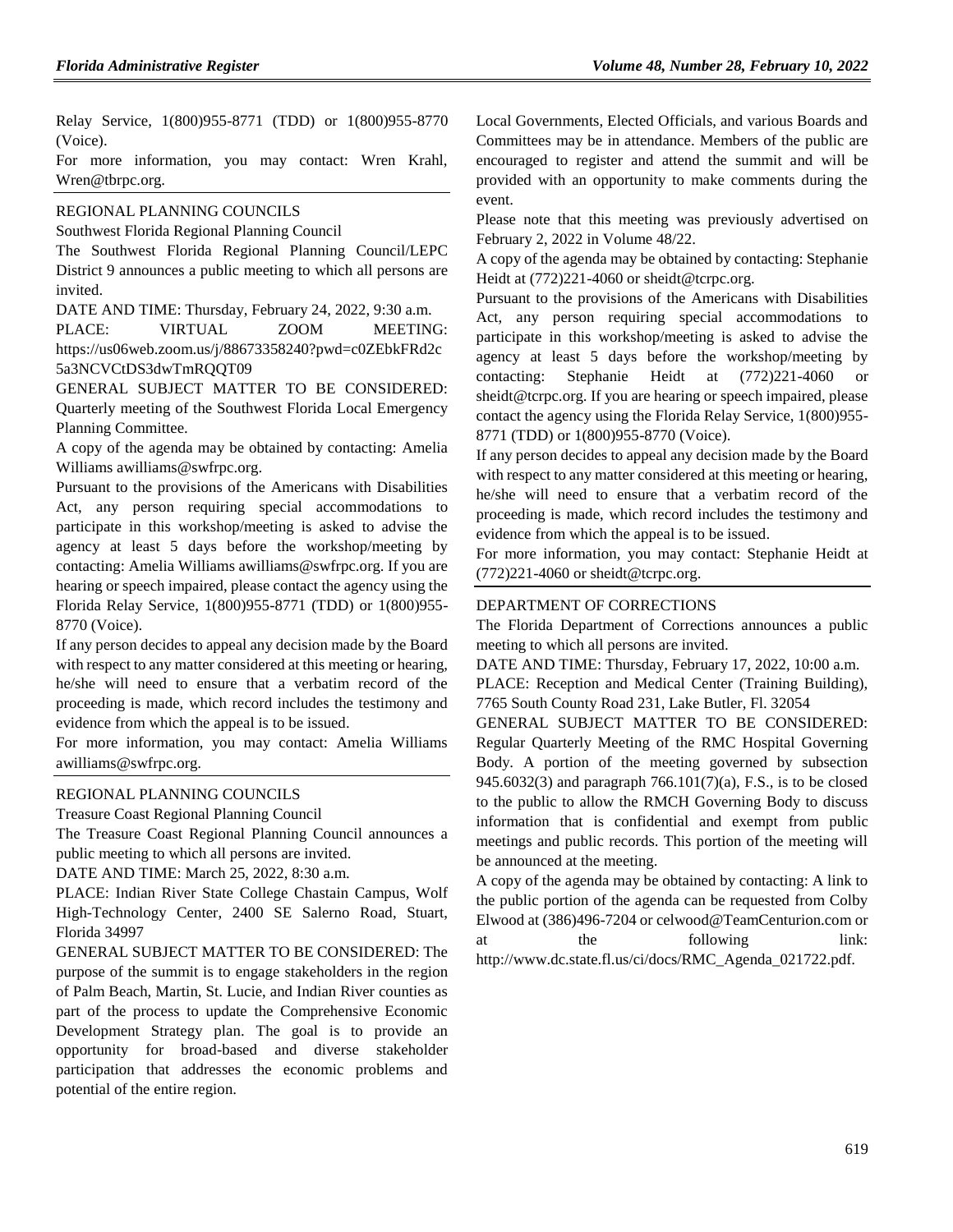Relay Service, 1(800)955-8771 (TDD) or 1(800)955-8770 (Voice).

For more information, you may contact: Wren Krahl, Wren@tbrpc.org.

REGIONAL PLANNING COUNCILS

Southwest Florida Regional Planning Council

The Southwest Florida Regional Planning Council/LEPC District 9 announces a public meeting to which all persons are invited.

DATE AND TIME: Thursday, February 24, 2022, 9:30 a.m.

PLACE: VIRTUAL ZOOM MEETING: https://us06web.zoom.us/j/88673358240?pwd=c0ZEbkFRd2c5a3NCVCtDS3dwTmRQQT09

GENERAL SUBJECT MATTER TO BE CONSIDERED: Quarterly meeting of the Southwest Florida Local Emergency Planning Committee.

A copy of the agenda may be obtained by contacting: Amelia Williams awilliams@swfrpc.org.

Pursuant to the provisions of the Americans with Disabilities Act, any person requiring special accommodations to participate in this workshop/meeting is asked to advise the agency at least 5 days before the workshop/meeting by contacting: Amelia Williams awilliams@swfrpc.org. If you are hearing or speech impaired, please contact the agency using the Florida Relay Service, 1(800)955-8771 (TDD) or 1(800)955-8770 (Voice).

If any person decides to appeal any decision made by the Board with respect to any matter considered at this meeting or hearing, he/she will need to ensure that a verbatim record of the proceeding is made, which record includes the testimony and evidence from which the appeal is to be issued.

For more information, you may contact: Amelia Williams awilliams@swfrpc.org.

REGIONAL PLANNING COUNCILS

Treasure Coast Regional Planning Council

The Treasure Coast Regional Planning Council announces a public meeting to which all persons are invited.

DATE AND TIME: March 25, 2022, 8:30 a.m.

PLACE: Indian River State College Chastain Campus, Wolf High-Technology Center, 2400 SE Salerno Road, Stuart, Florida 34997

GENERAL SUBJECT MATTER TO BE CONSIDERED: The purpose of the summit is to engage stakeholders in the region of Palm Beach, Martin, St. Lucie, and Indian River counties as part of the process to update the Comprehensive Economic Development Strategy plan. The goal is to provide an opportunity for broad-based and diverse stakeholder participation that addresses the economic problems and potential of the entire region. Local Governments, Elected Officials, and various Boards and Committees may be in attendance. Members of the public are encouraged to register and attend the summit and will be provided with an opportunity to make comments during the event.

Please note that this meeting was previously advertised on February 2, 2022 in Volume 48/22.

A copy of the agenda may be obtained by contacting: Stephanie Heidt at (772)221-4060 or sheidt@tcrpc.org.

Pursuant to the provisions of the Americans with Disabilities Act, any person requiring special accommodations to participate in this workshop/meeting is asked to advise the agency at least 5 days before the workshop/meeting by contacting: Stephanie Heidt at (772)221-4060 or sheidt@tcrpc.org. If you are hearing or speech impaired, please contact the agency using the Florida Relay Service, 1(800)955-8771 (TDD) or 1(800)955-8770 (Voice).

If any person decides to appeal any decision made by the Board with respect to any matter considered at this meeting or hearing, he/she will need to ensure that a verbatim record of the proceeding is made, which record includes the testimony and evidence from which the appeal is to be issued.

For more information, you may contact: Stephanie Heidt at (772)221-4060 or sheidt@tcrpc.org.

DEPARTMENT OF CORRECTIONS

The Florida Department of Corrections announces a public meeting to which all persons are invited.

DATE AND TIME: Thursday, February 17, 2022, 10:00 a.m.

PLACE: Reception and Medical Center (Training Building), 7765 South County Road 231, Lake Butler, Fl. 32054

GENERAL SUBJECT MATTER TO BE CONSIDERED: Regular Quarterly Meeting of the RMC Hospital Governing Body. A portion of the meeting governed by subsection 945.6032(3) and paragraph 766.101(7)(a), F.S., is to be closed to the public to allow the RMCH Governing Body to discuss information that is confidential and exempt from public meetings and public records. This portion of the meeting will be announced at the meeting.

A copy of the agenda may be obtained by contacting: A link to the public portion of the agenda can be requested from Colby Elwood at (386)496-7204 or celwood@TeamCenturion.com or at the following link: http://www.dc.state.fl.us/ci/docs/RMC_Agenda_021722.pdf.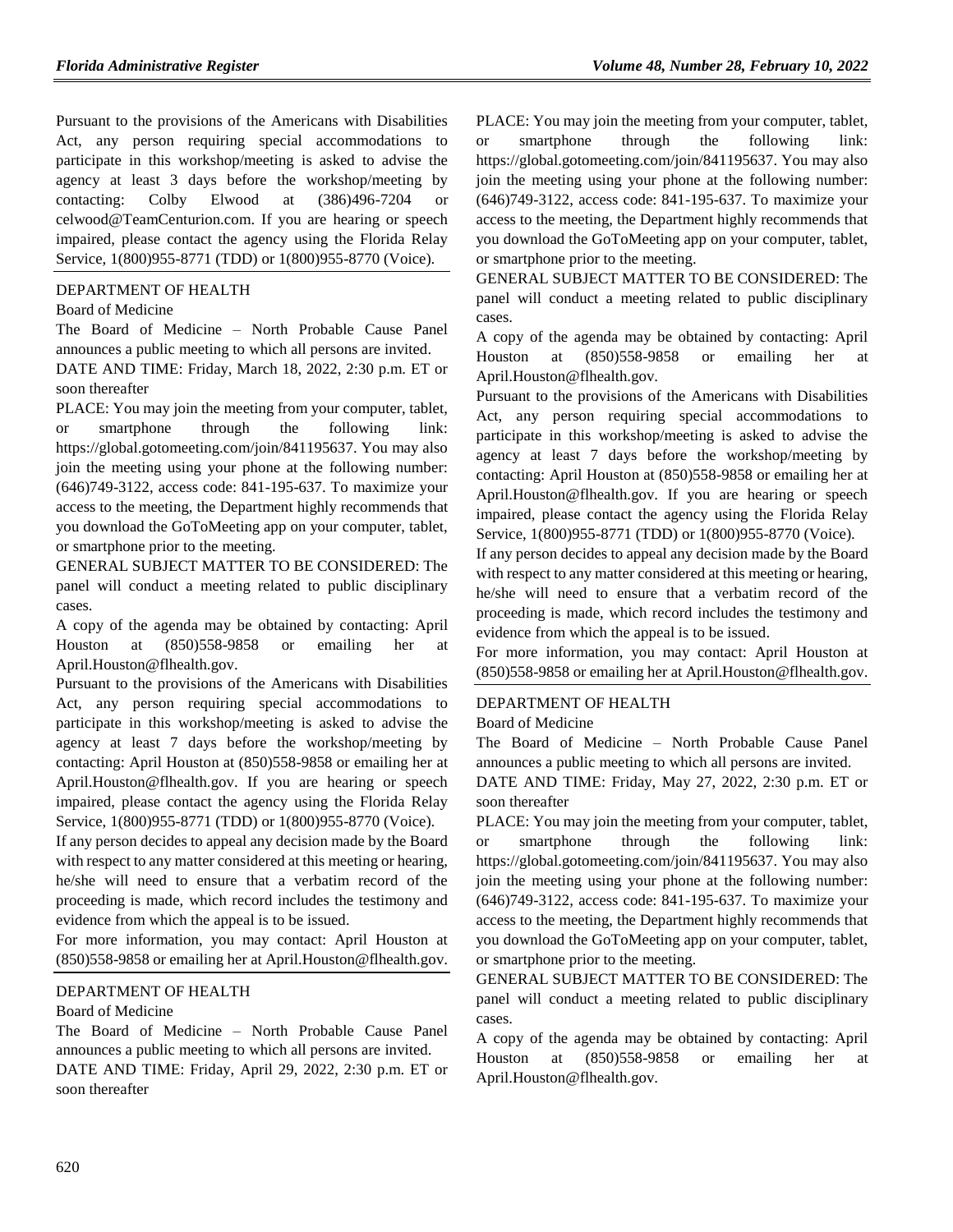Pursuant to the provisions of the Americans with Disabilities Act, any person requiring special accommodations to participate in this workshop/meeting is asked to advise the agency at least 3 days before the workshop/meeting by contacting: Colby Elwood at (386)496-7204 or celwood@TeamCenturion.com. If you are hearing or speech impaired, please contact the agency using the Florida Relay Service, 1(800)955-8771 (TDD) or 1(800)955-8770 (Voice).

DEPARTMENT OF HEALTH

Board of Medicine

The Board of Medicine – North Probable Cause Panel announces a public meeting to which all persons are invited.

DATE AND TIME: Friday, March 18, 2022, 2:30 p.m. ET or soon thereafter

PLACE: You may join the meeting from your computer, tablet, or smartphone through the following link: https://global.gotomeeting.com/join/841195637. You may also join the meeting using your phone at the following number: (646)749-3122, access code: 841-195-637. To maximize your access to the meeting, the Department highly recommends that you download the GoToMeeting app on your computer, tablet, or smartphone prior to the meeting.

GENERAL SUBJECT MATTER TO BE CONSIDERED: The panel will conduct a meeting related to public disciplinary cases.

A copy of the agenda may be obtained by contacting: April Houston at (850)558-9858 or emailing her at April.Houston@flhealth.gov.

Pursuant to the provisions of the Americans with Disabilities Act, any person requiring special accommodations to participate in this workshop/meeting is asked to advise the agency at least 7 days before the workshop/meeting by contacting: April Houston at (850)558-9858 or emailing her at April.Houston@flhealth.gov. If you are hearing or speech impaired, please contact the agency using the Florida Relay Service, 1(800)955-8771 (TDD) or 1(800)955-8770 (Voice).

If any person decides to appeal any decision made by the Board with respect to any matter considered at this meeting or hearing, he/she will need to ensure that a verbatim record of the proceeding is made, which record includes the testimony and evidence from which the appeal is to be issued.

For more information, you may contact: April Houston at (850)558-9858 or emailing her at April.Houston@flhealth.gov.

DEPARTMENT OF HEALTH

Board of Medicine

The Board of Medicine – North Probable Cause Panel announces a public meeting to which all persons are invited.

DATE AND TIME: Friday, April 29, 2022, 2:30 p.m. ET or soon thereafter

PLACE: You may join the meeting from your computer, tablet, or smartphone through the following link: https://global.gotomeeting.com/join/841195637. You may also join the meeting using your phone at the following number: (646)749-3122, access code: 841-195-637. To maximize your access to the meeting, the Department highly recommends that you download the GoToMeeting app on your computer, tablet, or smartphone prior to the meeting.

GENERAL SUBJECT MATTER TO BE CONSIDERED: The panel will conduct a meeting related to public disciplinary cases.

A copy of the agenda may be obtained by contacting: April Houston at (850)558-9858 or emailing her at April.Houston@flhealth.gov.

Pursuant to the provisions of the Americans with Disabilities Act, any person requiring special accommodations to participate in this workshop/meeting is asked to advise the agency at least 7 days before the workshop/meeting by contacting: April Houston at (850)558-9858 or emailing her at April.Houston@flhealth.gov. If you are hearing or speech impaired, please contact the agency using the Florida Relay Service, 1(800)955-8771 (TDD) or 1(800)955-8770 (Voice).

If any person decides to appeal any decision made by the Board with respect to any matter considered at this meeting or hearing, he/she will need to ensure that a verbatim record of the proceeding is made, which record includes the testimony and evidence from which the appeal is to be issued.

For more information, you may contact: April Houston at (850)558-9858 or emailing her at April.Houston@flhealth.gov.

DEPARTMENT OF HEALTH

Board of Medicine

The Board of Medicine – North Probable Cause Panel announces a public meeting to which all persons are invited.

DATE AND TIME: Friday, May 27, 2022, 2:30 p.m. ET or soon thereafter

PLACE: You may join the meeting from your computer, tablet, or smartphone through the following link: https://global.gotomeeting.com/join/841195637. You may also join the meeting using your phone at the following number: (646)749-3122, access code: 841-195-637. To maximize your access to the meeting, the Department highly recommends that you download the GoToMeeting app on your computer, tablet, or smartphone prior to the meeting.

GENERAL SUBJECT MATTER TO BE CONSIDERED: The panel will conduct a meeting related to public disciplinary cases.

A copy of the agenda may be obtained by contacting: April Houston at (850)558-9858 or emailing her at April.Houston@flhealth.gov.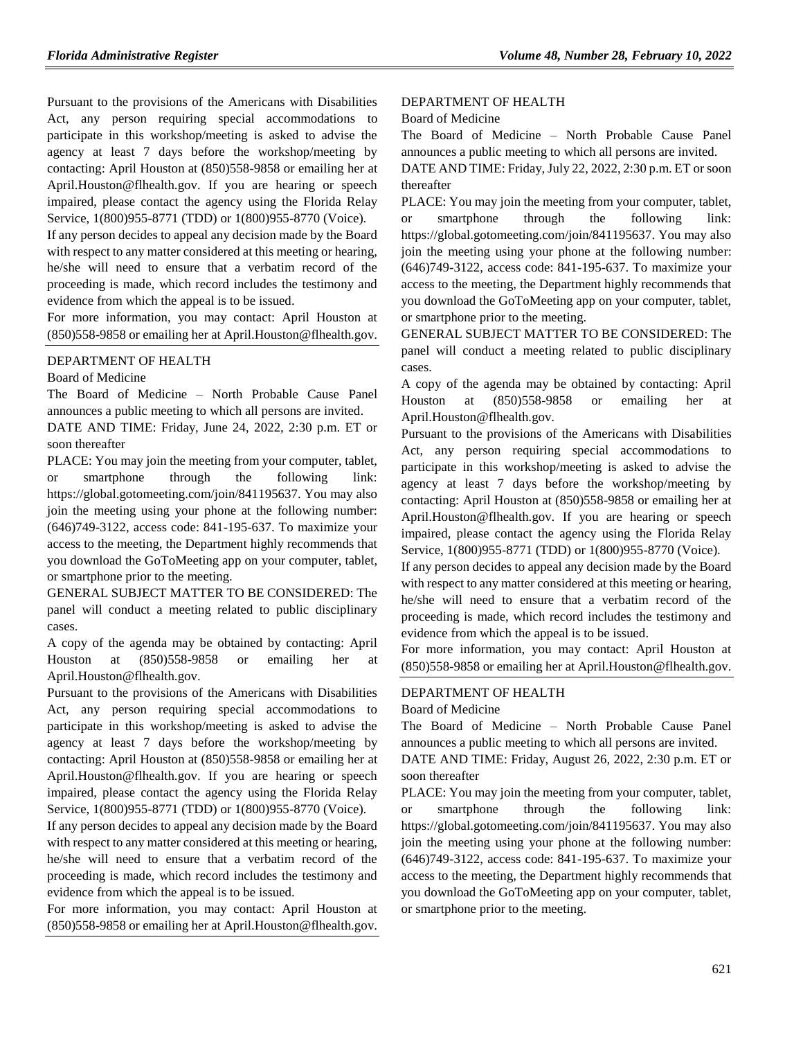Pursuant to the provisions of the Americans with Disabilities Act, any person requiring special accommodations to participate in this workshop/meeting is asked to advise the agency at least 7 days before the workshop/meeting by contacting: April Houston at (850)558-9858 or emailing her at April.Houston@flhealth.gov. If you are hearing or speech impaired, please contact the agency using the Florida Relay Service, 1(800)955-8771 (TDD) or 1(800)955-8770 (Voice).

If any person decides to appeal any decision made by the Board with respect to any matter considered at this meeting or hearing, he/she will need to ensure that a verbatim record of the proceeding is made, which record includes the testimony and evidence from which the appeal is to be issued.

For more information, you may contact: April Houston at (850)558-9858 or emailing her at April.Houston@flhealth.gov.

DEPARTMENT OF HEALTH

Board of Medicine

The Board of Medicine – North Probable Cause Panel announces a public meeting to which all persons are invited.

DATE AND TIME: Friday, June 24, 2022, 2:30 p.m. ET or soon thereafter

PLACE: You may join the meeting from your computer, tablet, or smartphone through the following link: https://global.gotomeeting.com/join/841195637. You may also join the meeting using your phone at the following number: (646)749-3122, access code: 841-195-637. To maximize your access to the meeting, the Department highly recommends that you download the GoToMeeting app on your computer, tablet, or smartphone prior to the meeting.

GENERAL SUBJECT MATTER TO BE CONSIDERED: The panel will conduct a meeting related to public disciplinary cases.

A copy of the agenda may be obtained by contacting: April Houston at (850)558-9858 or emailing her at April.Houston@flhealth.gov.

Pursuant to the provisions of the Americans with Disabilities Act, any person requiring special accommodations to participate in this workshop/meeting is asked to advise the agency at least 7 days before the workshop/meeting by contacting: April Houston at (850)558-9858 or emailing her at April.Houston@flhealth.gov. If you are hearing or speech impaired, please contact the agency using the Florida Relay Service, 1(800)955-8771 (TDD) or 1(800)955-8770 (Voice).

If any person decides to appeal any decision made by the Board with respect to any matter considered at this meeting or hearing, he/she will need to ensure that a verbatim record of the proceeding is made, which record includes the testimony and evidence from which the appeal is to be issued.

For more information, you may contact: April Houston at (850)558-9858 or emailing her at April.Houston@flhealth.gov.

DEPARTMENT OF HEALTH

Board of Medicine

The Board of Medicine – North Probable Cause Panel announces a public meeting to which all persons are invited.

DATE AND TIME: Friday, July 22, 2022, 2:30 p.m. ET or soon thereafter

PLACE: You may join the meeting from your computer, tablet, or smartphone through the following link: https://global.gotomeeting.com/join/841195637. You may also join the meeting using your phone at the following number: (646)749-3122, access code: 841-195-637. To maximize your access to the meeting, the Department highly recommends that you download the GoToMeeting app on your computer, tablet, or smartphone prior to the meeting.

GENERAL SUBJECT MATTER TO BE CONSIDERED: The panel will conduct a meeting related to public disciplinary cases.

A copy of the agenda may be obtained by contacting: April Houston at (850)558-9858 or emailing her at April.Houston@flhealth.gov.

Pursuant to the provisions of the Americans with Disabilities Act, any person requiring special accommodations to participate in this workshop/meeting is asked to advise the agency at least 7 days before the workshop/meeting by contacting: April Houston at (850)558-9858 or emailing her at April.Houston@flhealth.gov. If you are hearing or speech impaired, please contact the agency using the Florida Relay Service, 1(800)955-8771 (TDD) or 1(800)955-8770 (Voice).

If any person decides to appeal any decision made by the Board with respect to any matter considered at this meeting or hearing, he/she will need to ensure that a verbatim record of the proceeding is made, which record includes the testimony and evidence from which the appeal is to be issued.

For more information, you may contact: April Houston at (850)558-9858 or emailing her at April.Houston@flhealth.gov.

DEPARTMENT OF HEALTH

Board of Medicine

The Board of Medicine – North Probable Cause Panel announces a public meeting to which all persons are invited.

DATE AND TIME: Friday, August 26, 2022, 2:30 p.m. ET or soon thereafter

PLACE: You may join the meeting from your computer, tablet, or smartphone through the following link: https://global.gotomeeting.com/join/841195637. You may also join the meeting using your phone at the following number: (646)749-3122, access code: 841-195-637. To maximize your access to the meeting, the Department highly recommends that you download the GoToMeeting app on your computer, tablet, or smartphone prior to the meeting.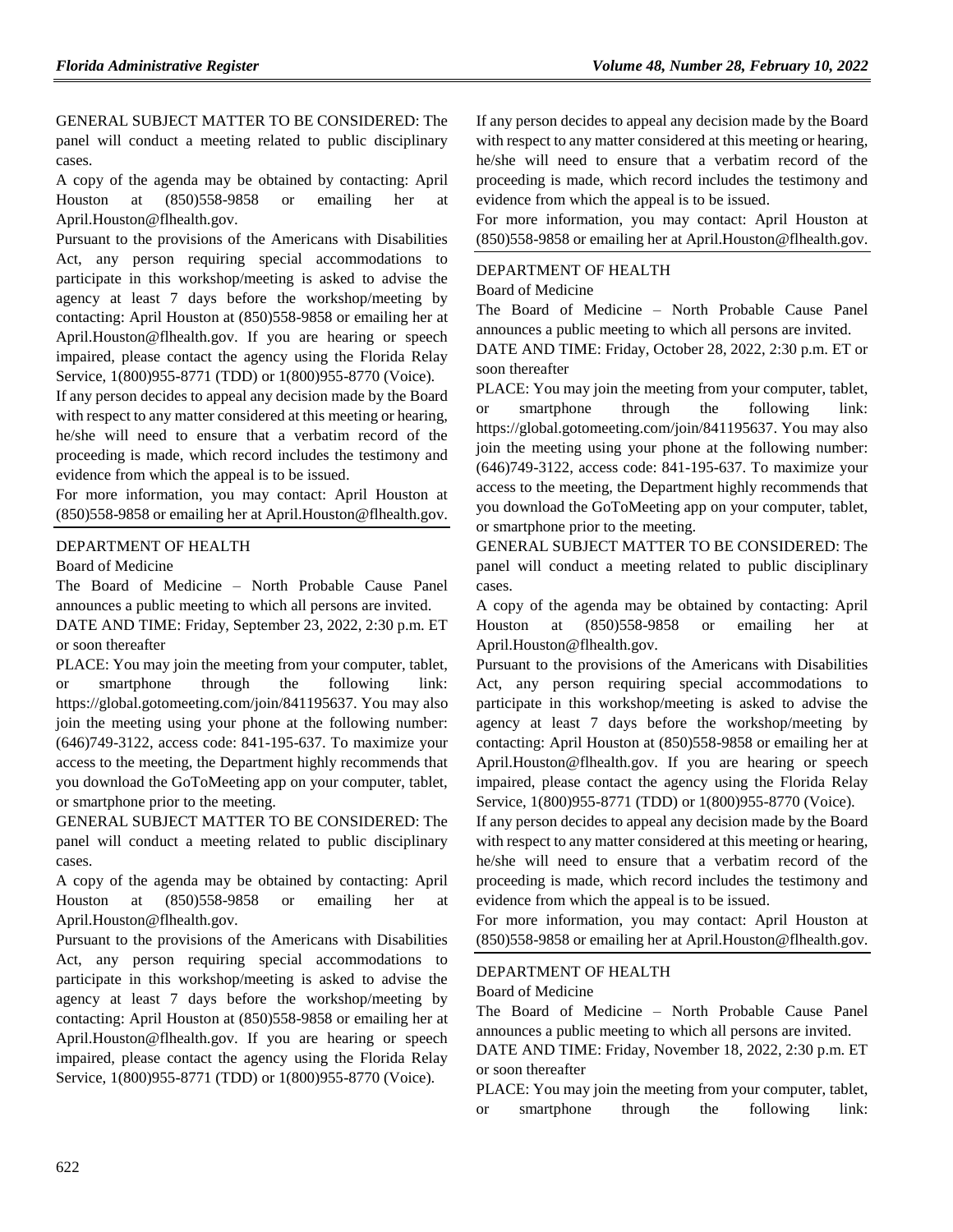GENERAL SUBJECT MATTER TO BE CONSIDERED: The panel will conduct a meeting related to public disciplinary cases.

A copy of the agenda may be obtained by contacting: April Houston at (850)558-9858 or emailing her at April.Houston@flhealth.gov.

Pursuant to the provisions of the Americans with Disabilities Act, any person requiring special accommodations to participate in this workshop/meeting is asked to advise the agency at least 7 days before the workshop/meeting by contacting: April Houston at (850)558-9858 or emailing her at April.Houston@flhealth.gov. If you are hearing or speech impaired, please contact the agency using the Florida Relay Service, 1(800)955-8771 (TDD) or 1(800)955-8770 (Voice).

If any person decides to appeal any decision made by the Board with respect to any matter considered at this meeting or hearing, he/she will need to ensure that a verbatim record of the proceeding is made, which record includes the testimony and evidence from which the appeal is to be issued.

For more information, you may contact: April Houston at (850)558-9858 or emailing her at April.Houston@flhealth.gov.

DEPARTMENT OF HEALTH

Board of Medicine

The Board of Medicine – North Probable Cause Panel announces a public meeting to which all persons are invited.

DATE AND TIME: Friday, September 23, 2022, 2:30 p.m. ET or soon thereafter

PLACE: You may join the meeting from your computer, tablet, or smartphone through the following link: https://global.gotomeeting.com/join/841195637. You may also join the meeting using your phone at the following number: (646)749-3122, access code: 841-195-637. To maximize your access to the meeting, the Department highly recommends that you download the GoToMeeting app on your computer, tablet, or smartphone prior to the meeting.

GENERAL SUBJECT MATTER TO BE CONSIDERED: The panel will conduct a meeting related to public disciplinary cases.

A copy of the agenda may be obtained by contacting: April Houston at (850)558-9858 or emailing her at April.Houston@flhealth.gov.

Pursuant to the provisions of the Americans with Disabilities Act, any person requiring special accommodations to participate in this workshop/meeting is asked to advise the agency at least 7 days before the workshop/meeting by contacting: April Houston at (850)558-9858 or emailing her at April.Houston@flhealth.gov. If you are hearing or speech impaired, please contact the agency using the Florida Relay Service, 1(800)955-8771 (TDD) or 1(800)955-8770 (Voice).

If any person decides to appeal any decision made by the Board with respect to any matter considered at this meeting or hearing, he/she will need to ensure that a verbatim record of the proceeding is made, which record includes the testimony and evidence from which the appeal is to be issued.

For more information, you may contact: April Houston at (850)558-9858 or emailing her at April.Houston@flhealth.gov.

DEPARTMENT OF HEALTH

Board of Medicine

The Board of Medicine – North Probable Cause Panel announces a public meeting to which all persons are invited.

DATE AND TIME: Friday, October 28, 2022, 2:30 p.m. ET or soon thereafter

PLACE: You may join the meeting from your computer, tablet, or smartphone through the following link: https://global.gotomeeting.com/join/841195637. You may also join the meeting using your phone at the following number: (646)749-3122, access code: 841-195-637. To maximize your access to the meeting, the Department highly recommends that you download the GoToMeeting app on your computer, tablet, or smartphone prior to the meeting.

GENERAL SUBJECT MATTER TO BE CONSIDERED: The panel will conduct a meeting related to public disciplinary cases.

A copy of the agenda may be obtained by contacting: April Houston at (850)558-9858 or emailing her at April.Houston@flhealth.gov.

Pursuant to the provisions of the Americans with Disabilities Act, any person requiring special accommodations to participate in this workshop/meeting is asked to advise the agency at least 7 days before the workshop/meeting by contacting: April Houston at (850)558-9858 or emailing her at April.Houston@flhealth.gov. If you are hearing or speech impaired, please contact the agency using the Florida Relay Service, 1(800)955-8771 (TDD) or 1(800)955-8770 (Voice).

If any person decides to appeal any decision made by the Board with respect to any matter considered at this meeting or hearing, he/she will need to ensure that a verbatim record of the proceeding is made, which record includes the testimony and evidence from which the appeal is to be issued.

For more information, you may contact: April Houston at (850)558-9858 or emailing her at April.Houston@flhealth.gov.

DEPARTMENT OF HEALTH

Board of Medicine

The Board of Medicine – North Probable Cause Panel announces a public meeting to which all persons are invited.

DATE AND TIME: Friday, November 18, 2022, 2:30 p.m. ET or soon thereafter

PLACE: You may join the meeting from your computer, tablet, or smartphone through the following link: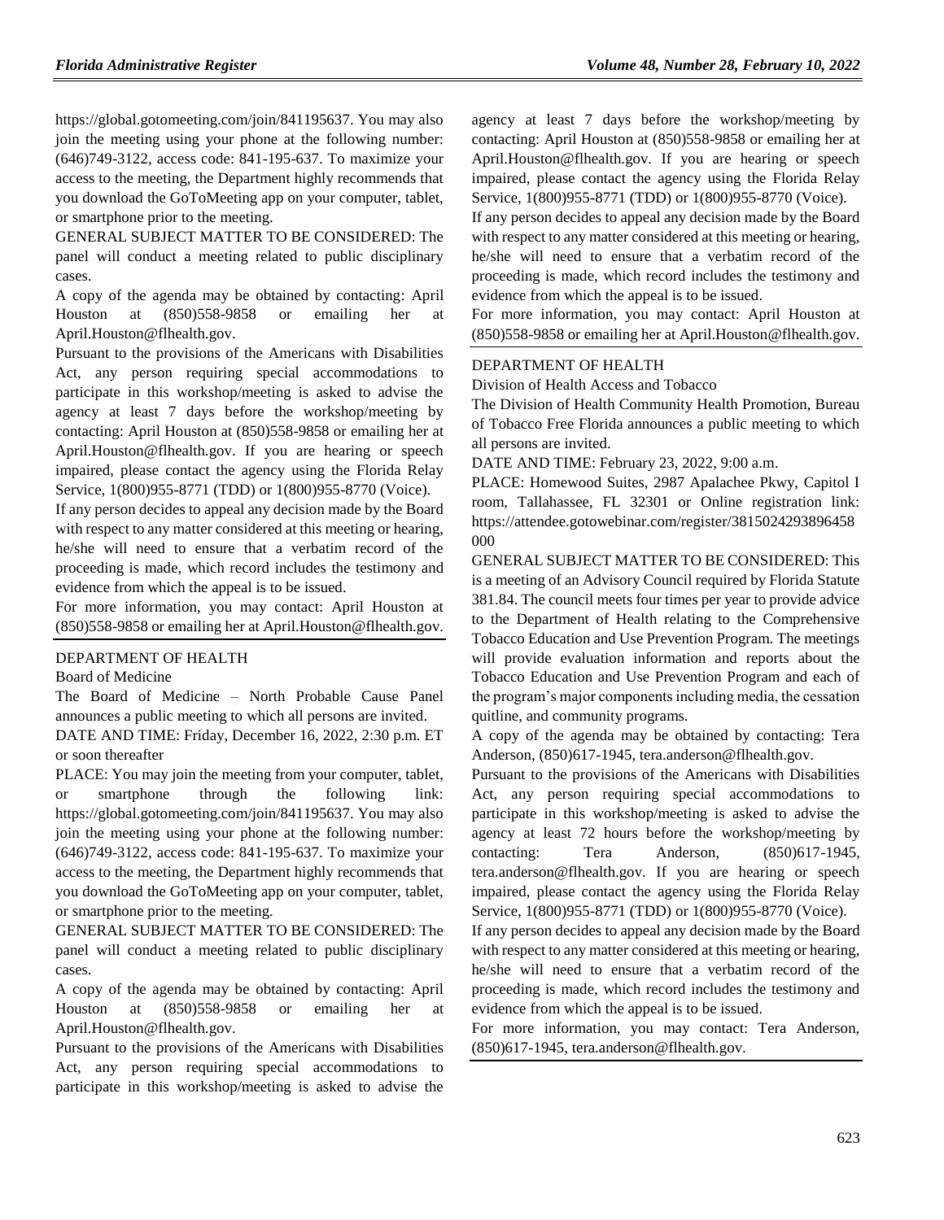https://global.gotomeeting.com/join/841195637. You may also join the meeting using your phone at the following number: (646)749-3122, access code: 841-195-637. To maximize your access to the meeting, the Department highly recommends that you download the GoToMeeting app on your computer, tablet, or smartphone prior to the meeting.

GENERAL SUBJECT MATTER TO BE CONSIDERED: The panel will conduct a meeting related to public disciplinary cases.

A copy of the agenda may be obtained by contacting: April Houston at (850)558-9858 or emailing her at April.Houston@flhealth.gov.

Pursuant to the provisions of the Americans with Disabilities Act, any person requiring special accommodations to participate in this workshop/meeting is asked to advise the agency at least 7 days before the workshop/meeting by contacting: April Houston at (850)558-9858 or emailing her at April.Houston@flhealth.gov. If you are hearing or speech impaired, please contact the agency using the Florida Relay Service, 1(800)955-8771 (TDD) or 1(800)955-8770 (Voice).

If any person decides to appeal any decision made by the Board with respect to any matter considered at this meeting or hearing, he/she will need to ensure that a verbatim record of the proceeding is made, which record includes the testimony and evidence from which the appeal is to be issued.

For more information, you may contact: April Houston at (850)558-9858 or emailing her at April.Houston@flhealth.gov.

DEPARTMENT OF HEALTH

Board of Medicine

The Board of Medicine – North Probable Cause Panel announces a public meeting to which all persons are invited.

DATE AND TIME: Friday, December 16, 2022, 2:30 p.m. ET or soon thereafter

PLACE: You may join the meeting from your computer, tablet, or smartphone through the following link: https://global.gotomeeting.com/join/841195637. You may also join the meeting using your phone at the following number: (646)749-3122, access code: 841-195-637. To maximize your access to the meeting, the Department highly recommends that you download the GoToMeeting app on your computer, tablet, or smartphone prior to the meeting.

GENERAL SUBJECT MATTER TO BE CONSIDERED: The panel will conduct a meeting related to public disciplinary cases.

A copy of the agenda may be obtained by contacting: April Houston at (850)558-9858 or emailing her at April.Houston@flhealth.gov.

Pursuant to the provisions of the Americans with Disabilities Act, any person requiring special accommodations to participate in this workshop/meeting is asked to advise the agency at least 7 days before the workshop/meeting by contacting: April Houston at (850)558-9858 or emailing her at April.Houston@flhealth.gov. If you are hearing or speech impaired, please contact the agency using the Florida Relay Service, 1(800)955-8771 (TDD) or 1(800)955-8770 (Voice).

If any person decides to appeal any decision made by the Board with respect to any matter considered at this meeting or hearing, he/she will need to ensure that a verbatim record of the proceeding is made, which record includes the testimony and evidence from which the appeal is to be issued.

For more information, you may contact: April Houston at (850)558-9858 or emailing her at April.Houston@flhealth.gov.

DEPARTMENT OF HEALTH

Division of Health Access and Tobacco

The Division of Health Community Health Promotion, Bureau of Tobacco Free Florida announces a public meeting to which all persons are invited.

DATE AND TIME: February 23, 2022, 9:00 a.m.

PLACE: Homewood Suites, 2987 Apalachee Pkwy, Capitol I room, Tallahassee, FL 32301 or Online registration link: https://attendee.gotowebinar.com/register/3815024293896458000

GENERAL SUBJECT MATTER TO BE CONSIDERED: This is a meeting of an Advisory Council required by Florida Statute 381.84. The council meets four times per year to provide advice to the Department of Health relating to the Comprehensive Tobacco Education and Use Prevention Program. The meetings will provide evaluation information and reports about the Tobacco Education and Use Prevention Program and each of the program's major components including media, the cessation quitline, and community programs.

A copy of the agenda may be obtained by contacting: Tera Anderson, (850)617-1945, tera.anderson@flhealth.gov.

Pursuant to the provisions of the Americans with Disabilities Act, any person requiring special accommodations to participate in this workshop/meeting is asked to advise the agency at least 72 hours before the workshop/meeting by contacting: Tera Anderson, (850)617-1945, tera.anderson@flhealth.gov. If you are hearing or speech impaired, please contact the agency using the Florida Relay Service, 1(800)955-8771 (TDD) or 1(800)955-8770 (Voice).

If any person decides to appeal any decision made by the Board with respect to any matter considered at this meeting or hearing, he/she will need to ensure that a verbatim record of the proceeding is made, which record includes the testimony and evidence from which the appeal is to be issued.

For more information, you may contact: Tera Anderson, (850)617-1945, tera.anderson@flhealth.gov.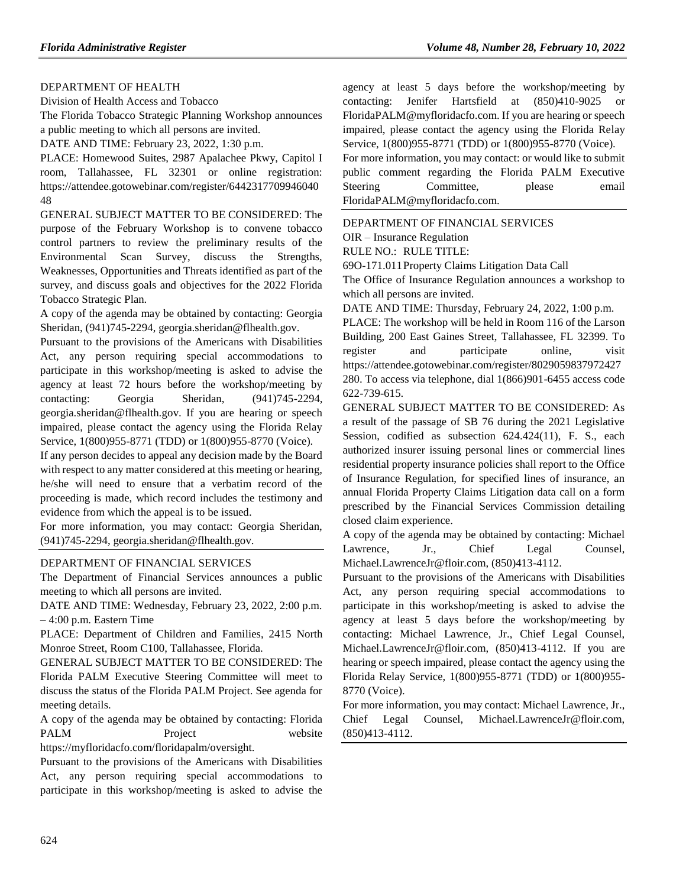DEPARTMENT OF HEALTH

Division of Health Access and Tobacco

The Florida Tobacco Strategic Planning Workshop announces a public meeting to which all persons are invited.

DATE AND TIME: February 23, 2022, 1:30 p.m.

PLACE: Homewood Suites, 2987 Apalachee Pkwy, Capitol I room, Tallahassee, FL 32301 or online registration: https://attendee.gotowebinar.com/register/644231770994604048

GENERAL SUBJECT MATTER TO BE CONSIDERED: The purpose of the February Workshop is to convene tobacco control partners to review the preliminary results of the Environmental Scan Survey, discuss the Strengths, Weaknesses, Opportunities and Threats identified as part of the survey, and discuss goals and objectives for the 2022 Florida Tobacco Strategic Plan.

A copy of the agenda may be obtained by contacting: Georgia Sheridan, (941)745-2294, georgia.sheridan@flhealth.gov.

Pursuant to the provisions of the Americans with Disabilities Act, any person requiring special accommodations to participate in this workshop/meeting is asked to advise the agency at least 72 hours before the workshop/meeting by contacting: Georgia Sheridan, (941)745-2294, georgia.sheridan@flhealth.gov. If you are hearing or speech impaired, please contact the agency using the Florida Relay Service, 1(800)955-8771 (TDD) or 1(800)955-8770 (Voice).

If any person decides to appeal any decision made by the Board with respect to any matter considered at this meeting or hearing, he/she will need to ensure that a verbatim record of the proceeding is made, which record includes the testimony and evidence from which the appeal is to be issued.

For more information, you may contact: Georgia Sheridan, (941)745-2294, georgia.sheridan@flhealth.gov.

---

DEPARTMENT OF FINANCIAL SERVICES

The Department of Financial Services announces a public meeting to which all persons are invited.

DATE AND TIME: Wednesday, February 23, 2022, 2:00 p.m. – 4:00 p.m. Eastern Time

PLACE: Department of Children and Families, 2415 North Monroe Street, Room C100, Tallahassee, Florida.

GENERAL SUBJECT MATTER TO BE CONSIDERED: The Florida PALM Executive Steering Committee will meet to discuss the status of the Florida PALM Project. See agenda for meeting details.

A copy of the agenda may be obtained by contacting: Florida PALM Project website https://myfloridacfo.com/floridapalm/oversight.

Pursuant to the provisions of the Americans with Disabilities Act, any person requiring special accommodations to participate in this workshop/meeting is asked to advise the agency at least 5 days before the workshop/meeting by contacting: Jenifer Hartsfield at (850)410-9025 or FloridaPALM@myfloridacfo.com. If you are hearing or speech impaired, please contact the agency using the Florida Relay Service, 1(800)955-8771 (TDD) or 1(800)955-8770 (Voice).

For more information, you may contact: or would like to submit public comment regarding the Florida PALM Executive Steering Committee, please email FloridaPALM@myfloridacfo.com.

---

DEPARTMENT OF FINANCIAL SERVICES

OIR – Insurance Regulation

RULE NO.: RULE TITLE:

69O-171.011 Property Claims Litigation Data Call

The Office of Insurance Regulation announces a workshop to which all persons are invited.

DATE AND TIME: Thursday, February 24, 2022, 1:00 p.m.

PLACE: The workshop will be held in Room 116 of the Larson Building, 200 East Gaines Street, Tallahassee, FL 32399. To register and participate online, visit https://attendee.gotowebinar.com/register/8029059837972427280. To access via telephone, dial 1(866)901-6455 access code 622-739-615.

GENERAL SUBJECT MATTER TO BE CONSIDERED: As a result of the passage of SB 76 during the 2021 Legislative Session, codified as subsection 624.424(11), F. S., each authorized insurer issuing personal lines or commercial lines residential property insurance policies shall report to the Office of Insurance Regulation, for specified lines of insurance, an annual Florida Property Claims Litigation data call on a form prescribed by the Financial Services Commission detailing closed claim experience.

A copy of the agenda may be obtained by contacting: Michael Lawrence, Jr., Chief Legal Counsel, Michael.LawrenceJr@floir.com, (850)413-4112.

Pursuant to the provisions of the Americans with Disabilities Act, any person requiring special accommodations to participate in this workshop/meeting is asked to advise the agency at least 5 days before the workshop/meeting by contacting: Michael Lawrence, Jr., Chief Legal Counsel, Michael.LawrenceJr@floir.com, (850)413-4112. If you are hearing or speech impaired, please contact the agency using the Florida Relay Service, 1(800)955-8771 (TDD) or 1(800)955-8770 (Voice).

For more information, you may contact: Michael Lawrence, Jr., Chief Legal Counsel, Michael.LawrenceJr@floir.com, (850)413-4112.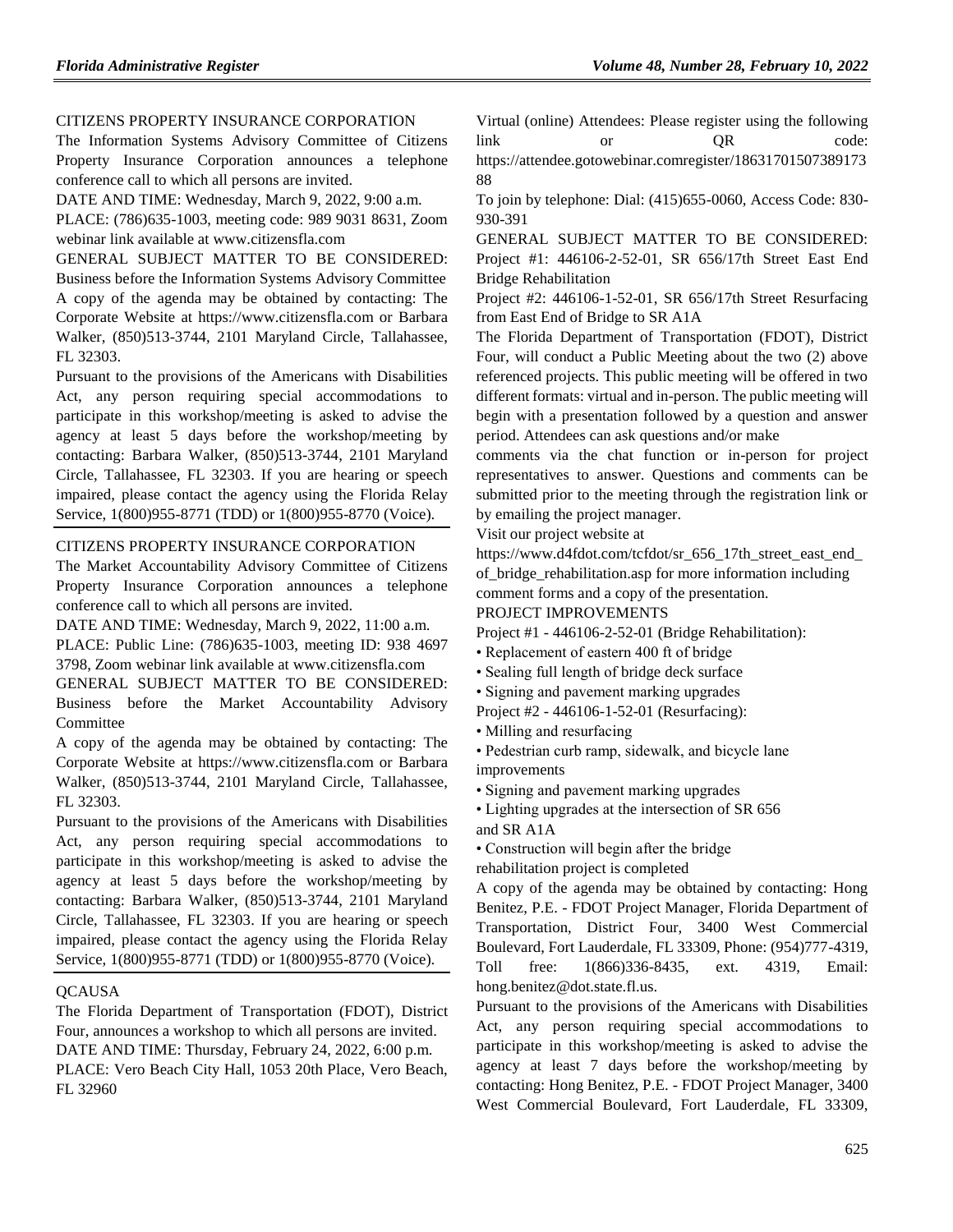CITIZENS PROPERTY INSURANCE CORPORATION

The Information Systems Advisory Committee of Citizens Property Insurance Corporation announces a telephone conference call to which all persons are invited.

DATE AND TIME: Wednesday, March 9, 2022, 9:00 a.m.

PLACE: (786)635-1003, meeting code: 989 9031 8631, Zoom webinar link available at www.citizensfla.com

GENERAL SUBJECT MATTER TO BE CONSIDERED: Business before the Information Systems Advisory Committee

A copy of the agenda may be obtained by contacting: The Corporate Website at https://www.citizensfla.com or Barbara Walker, (850)513-3744, 2101 Maryland Circle, Tallahassee, FL 32303.

Pursuant to the provisions of the Americans with Disabilities Act, any person requiring special accommodations to participate in this workshop/meeting is asked to advise the agency at least 5 days before the workshop/meeting by contacting: Barbara Walker, (850)513-3744, 2101 Maryland Circle, Tallahassee, FL 32303. If you are hearing or speech impaired, please contact the agency using the Florida Relay Service, 1(800)955-8771 (TDD) or 1(800)955-8770 (Voice).

CITIZENS PROPERTY INSURANCE CORPORATION

The Market Accountability Advisory Committee of Citizens Property Insurance Corporation announces a telephone conference call to which all persons are invited.

DATE AND TIME: Wednesday, March 9, 2022, 11:00 a.m.

PLACE: Public Line: (786)635-1003, meeting ID: 938 4697 3798, Zoom webinar link available at www.citizensfla.com

GENERAL SUBJECT MATTER TO BE CONSIDERED: Business before the Market Accountability Advisory Committee

A copy of the agenda may be obtained by contacting: The Corporate Website at https://www.citizensfla.com or Barbara Walker, (850)513-3744, 2101 Maryland Circle, Tallahassee, FL 32303.

Pursuant to the provisions of the Americans with Disabilities Act, any person requiring special accommodations to participate in this workshop/meeting is asked to advise the agency at least 5 days before the workshop/meeting by contacting: Barbara Walker, (850)513-3744, 2101 Maryland Circle, Tallahassee, FL 32303. If you are hearing or speech impaired, please contact the agency using the Florida Relay Service, 1(800)955-8771 (TDD) or 1(800)955-8770 (Voice).

QCAUSA

The Florida Department of Transportation (FDOT), District Four, announces a workshop to which all persons are invited.

DATE AND TIME: Thursday, February 24, 2022, 6:00 p.m.

PLACE: Vero Beach City Hall, 1053 20th Place, Vero Beach, FL 32960

Virtual (online) Attendees: Please register using the following link or QR code: https://attendee.gotowebinar.comregister/1863170150738917388

To join by telephone: Dial: (415)655-0060, Access Code: 830-930-391

GENERAL SUBJECT MATTER TO BE CONSIDERED: Project #1: 446106-2-52-01, SR 656/17th Street East End Bridge Rehabilitation

Project #2: 446106-1-52-01, SR 656/17th Street Resurfacing from East End of Bridge to SR A1A

The Florida Department of Transportation (FDOT), District Four, will conduct a Public Meeting about the two (2) above referenced projects. This public meeting will be offered in two different formats: virtual and in-person. The public meeting will begin with a presentation followed by a question and answer period. Attendees can ask questions and/or make comments via the chat function or in-person for project representatives to answer. Questions and comments can be submitted prior to the meeting through the registration link or by emailing the project manager.

Visit our project website at https://www.d4fdot.com/tcfdot/sr_656_17th_street_east_end_of_bridge_rehabilitation.asp for more information including comment forms and a copy of the presentation.

PROJECT IMPROVEMENTS

Project #1 - 446106-2-52-01 (Bridge Rehabilitation):

- Replacement of eastern 400 ft of bridge
- Sealing full length of bridge deck surface
- Signing and pavement marking upgrades

Project #2 - 446106-1-52-01 (Resurfacing):

- Milling and resurfacing
- Pedestrian curb ramp, sidewalk, and bicycle lane improvements
- Signing and pavement marking upgrades
- Lighting upgrades at the intersection of SR 656 and SR A1A
- Construction will begin after the bridge rehabilitation project is completed

A copy of the agenda may be obtained by contacting: Hong Benitez, P.E. - FDOT Project Manager, Florida Department of Transportation, District Four, 3400 West Commercial Boulevard, Fort Lauderdale, FL 33309, Phone: (954)777-4319, Toll free: 1(866)336-8435, ext. 4319, Email: hong.benitez@dot.state.fl.us.

Pursuant to the provisions of the Americans with Disabilities Act, any person requiring special accommodations to participate in this workshop/meeting is asked to advise the agency at least 7 days before the workshop/meeting by contacting: Hong Benitez, P.E. - FDOT Project Manager, 3400 West Commercial Boulevard, Fort Lauderdale, FL 33309,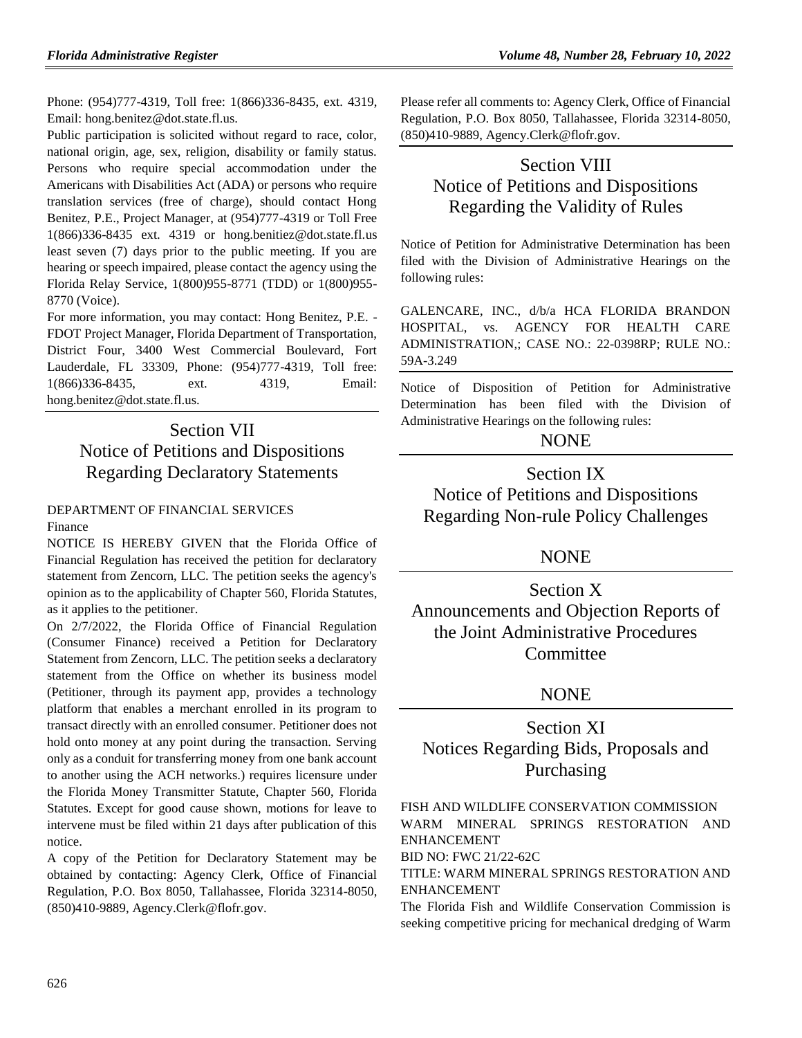Phone: (954)777-4319, Toll free: 1(866)336-8435, ext. 4319, Email: hong.benitez@dot.state.fl.us.

Public participation is solicited without regard to race, color, national origin, age, sex, religion, disability or family status. Persons who require special accommodation under the Americans with Disabilities Act (ADA) or persons who require translation services (free of charge), should contact Hong Benitez, P.E., Project Manager, at (954)777-4319 or Toll Free 1(866)336-8435 ext. 4319 or hong.benitiez@dot.state.fl.us least seven (7) days prior to the public meeting. If you are hearing or speech impaired, please contact the agency using the Florida Relay Service, 1(800)955-8771 (TDD) or 1(800)955-8770 (Voice).

For more information, you may contact: Hong Benitez, P.E. - FDOT Project Manager, Florida Department of Transportation, District Four, 3400 West Commercial Boulevard, Fort Lauderdale, FL 33309, Phone: (954)777-4319, Toll free: 1(866)336-8435, ext. 4319, Email: hong.benitez@dot.state.fl.us.

# Section VII
# Notice of Petitions and Dispositions Regarding Declaratory Statements

DEPARTMENT OF FINANCIAL SERVICES

Finance

NOTICE IS HEREBY GIVEN that the Florida Office of Financial Regulation has received the petition for declaratory statement from Zencorn, LLC. The petition seeks the agency's opinion as to the applicability of Chapter 560, Florida Statutes, as it applies to the petitioner.

On 2/7/2022, the Florida Office of Financial Regulation (Consumer Finance) received a Petition for Declaratory Statement from Zencorn, LLC. The petition seeks a declaratory statement from the Office on whether its business model (Petitioner, through its payment app, provides a technology platform that enables a merchant enrolled in its program to transact directly with an enrolled consumer. Petitioner does not hold onto money at any point during the transaction. Serving only as a conduit for transferring money from one bank account to another using the ACH networks.) requires licensure under the Florida Money Transmitter Statute, Chapter 560, Florida Statutes. Except for good cause shown, motions for leave to intervene must be filed within 21 days after publication of this notice.

A copy of the Petition for Declaratory Statement may be obtained by contacting: Agency Clerk, Office of Financial Regulation, P.O. Box 8050, Tallahassee, Florida 32314-8050, (850)410-9889, Agency.Clerk@flofr.gov.

Please refer all comments to: Agency Clerk, Office of Financial Regulation, P.O. Box 8050, Tallahassee, Florida 32314-8050, (850)410-9889, Agency.Clerk@flofr.gov.

# Section VIII
# Notice of Petitions and Dispositions Regarding the Validity of Rules

Notice of Petition for Administrative Determination has been filed with the Division of Administrative Hearings on the following rules:

GALENCARE, INC., d/b/a HCA FLORIDA BRANDON HOSPITAL, vs. AGENCY FOR HEALTH CARE ADMINISTRATION,; CASE NO.: 22-0398RP; RULE NO.: 59A-3.249

Notice of Disposition of Petition for Administrative Determination has been filed with the Division of Administrative Hearings on the following rules:

NONE

# Section IX
# Notice of Petitions and Dispositions Regarding Non-rule Policy Challenges

NONE

# Section X
# Announcements and Objection Reports of the Joint Administrative Procedures Committee

NONE

# Section XI
# Notices Regarding Bids, Proposals and Purchasing

FISH AND WILDLIFE CONSERVATION COMMISSION

WARM MINERAL SPRINGS RESTORATION AND ENHANCEMENT

BID NO: FWC 21/22-62C

TITLE: WARM MINERAL SPRINGS RESTORATION AND ENHANCEMENT

The Florida Fish and Wildlife Conservation Commission is seeking competitive pricing for mechanical dredging of Warm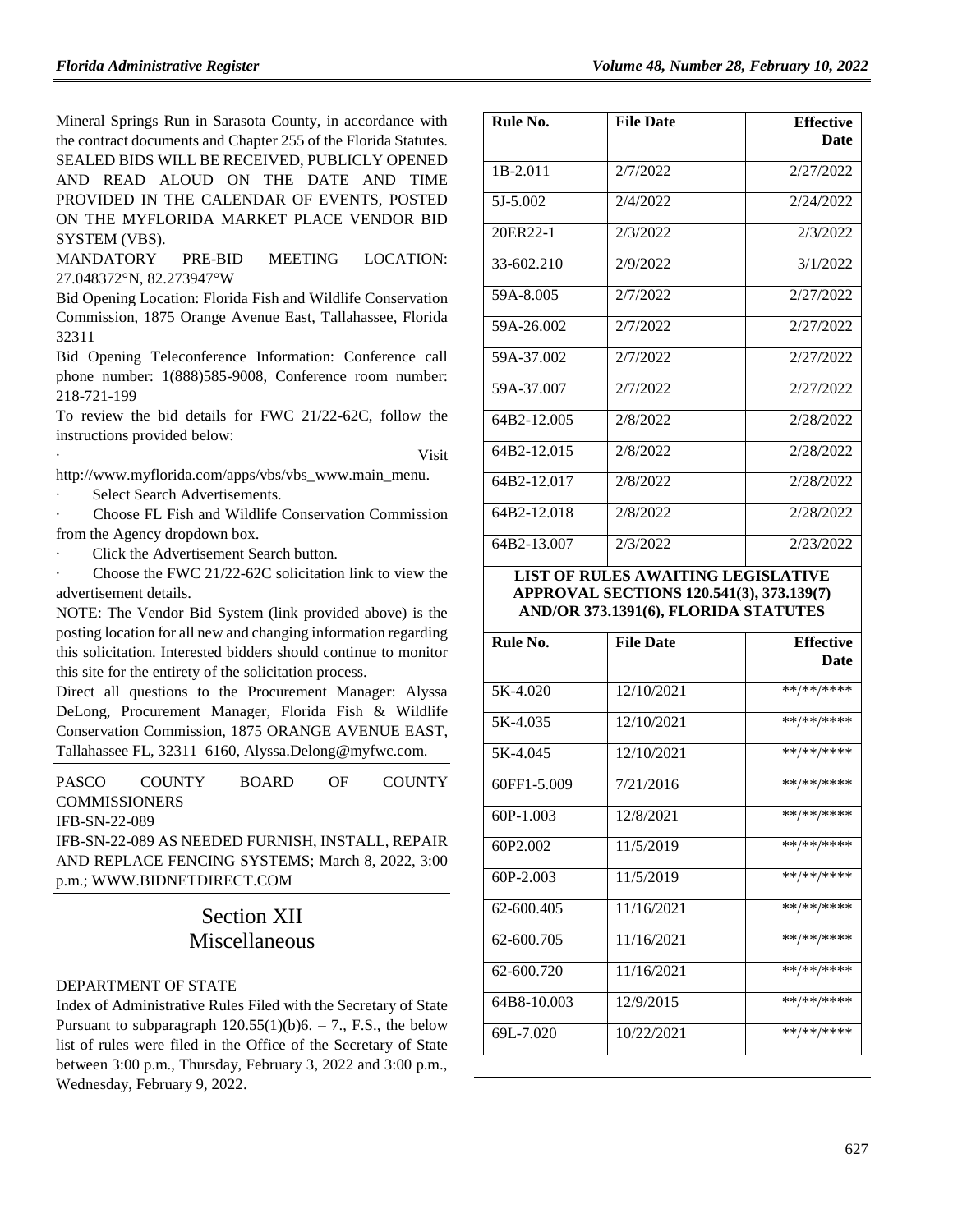Mineral Springs Run in Sarasota County, in accordance with the contract documents and Chapter 255 of the Florida Statutes. SEALED BIDS WILL BE RECEIVED, PUBLICLY OPENED AND READ ALOUD ON THE DATE AND TIME PROVIDED IN THE CALENDAR OF EVENTS, POSTED ON THE MYFLORIDA MARKET PLACE VENDOR BID SYSTEM (VBS).

MANDATORY PRE-BID MEETING LOCATION: 27.048372°N, 82.273947°W

Bid Opening Location: Florida Fish and Wildlife Conservation Commission, 1875 Orange Avenue East, Tallahassee, Florida 32311

Bid Opening Teleconference Information: Conference call phone number: 1(888)585-9008, Conference room number: 218-721-199

To review the bid details for FWC 21/22-62C, follow the instructions provided below:

- Visit http://www.myflorida.com/apps/vbs/vbs_www.main_menu.
- Select Search Advertisements.
- Choose FL Fish and Wildlife Conservation Commission from the Agency dropdown box.
- Click the Advertisement Search button.
- Choose the FWC 21/22-62C solicitation link to view the advertisement details.

NOTE: The Vendor Bid System (link provided above) is the posting location for all new and changing information regarding this solicitation. Interested bidders should continue to monitor this site for the entirety of the solicitation process.

Direct all questions to the Procurement Manager: Alyssa DeLong, Procurement Manager, Florida Fish & Wildlife Conservation Commission, 1875 ORANGE AVENUE EAST, Tallahassee FL, 32311–6160, Alyssa.Delong@myfwc.com.

PASCO COUNTY BOARD OF COUNTY COMMISSIONERS

IFB-SN-22-089

IFB-SN-22-089 AS NEEDED FURNISH, INSTALL, REPAIR AND REPLACE FENCING SYSTEMS; March 8, 2022, 3:00 p.m.; WWW.BIDNETDIRECT.COM

# Section XII Miscellaneous

DEPARTMENT OF STATE

Index of Administrative Rules Filed with the Secretary of State Pursuant to subparagraph 120.55(1)(b)6. – 7., F.S., the below list of rules were filed in the Office of the Secretary of State between 3:00 p.m., Thursday, February 3, 2022 and 3:00 p.m., Wednesday, February 9, 2022.

| Rule No. | File Date | Effective Date |
|---|---|---|
| 1B-2.011 | 2/7/2022 | 2/27/2022 |
| 5J-5.002 | 2/4/2022 | 2/24/2022 |
| 20ER22-1 | 2/3/2022 | 2/3/2022 |
| 33-602.210 | 2/9/2022 | 3/1/2022 |
| 59A-8.005 | 2/7/2022 | 2/27/2022 |
| 59A-26.002 | 2/7/2022 | 2/27/2022 |
| 59A-37.002 | 2/7/2022 | 2/27/2022 |
| 59A-37.007 | 2/7/2022 | 2/27/2022 |
| 64B2-12.005 | 2/8/2022 | 2/28/2022 |
| 64B2-12.015 | 2/8/2022 | 2/28/2022 |
| 64B2-12.017 | 2/8/2022 | 2/28/2022 |
| 64B2-12.018 | 2/8/2022 | 2/28/2022 |
| 64B2-13.007 | 2/3/2022 | 2/23/2022 |

**LIST OF RULES AWAITING LEGISLATIVE APPROVAL SECTIONS 120.541(3), 373.139(7) AND/OR 373.1391(6), FLORIDA STATUTES**

| Rule No. | File Date | Effective Date |
|---|---|---|
| 5K-4.020 | 12/10/2021 | **/**/**** |
| 5K-4.035 | 12/10/2021 | **/**/**** |
| 5K-4.045 | 12/10/2021 | **/**/**** |
| 60FF1-5.009 | 7/21/2016 | **/**/**** |
| 60P-1.003 | 12/8/2021 | **/**/**** |
| 60P2.002 | 11/5/2019 | **/**/**** |
| 60P-2.003 | 11/5/2019 | **/**/**** |
| 62-600.405 | 11/16/2021 | **/**/**** |
| 62-600.705 | 11/16/2021 | **/**/**** |
| 62-600.720 | 11/16/2021 | **/**/**** |
| 64B8-10.003 | 12/9/2015 | **/**/**** |
| 69L-7.020 | 10/22/2021 | **/**/**** |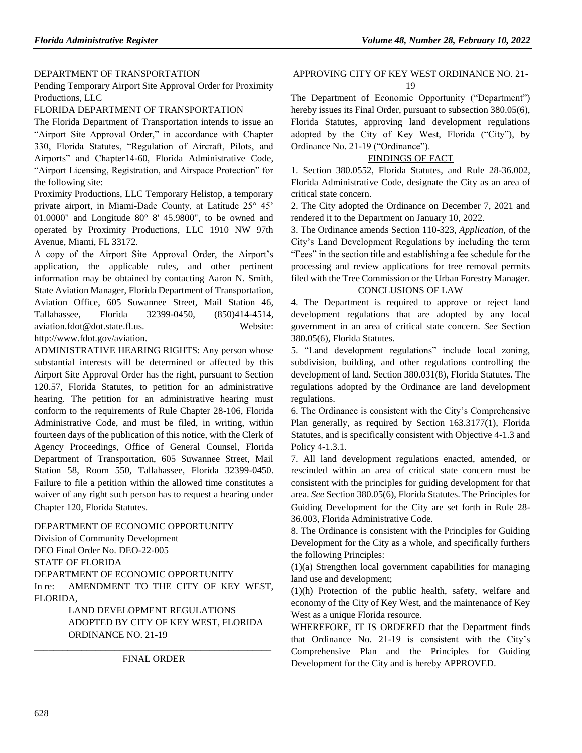DEPARTMENT OF TRANSPORTATION

Pending Temporary Airport Site Approval Order for Proximity Productions, LLC

FLORIDA DEPARTMENT OF TRANSPORTATION

The Florida Department of Transportation intends to issue an "Airport Site Approval Order," in accordance with Chapter 330, Florida Statutes, "Regulation of Aircraft, Pilots, and Airports" and Chapter14-60, Florida Administrative Code, "Airport Licensing, Registration, and Airspace Protection" for the following site:

Proximity Productions, LLC Temporary Helistop, a temporary private airport, in Miami-Dade County, at Latitude 25° 45' 01.0000" and Longitude 80° 8' 45.9800", to be owned and operated by Proximity Productions, LLC 1910 NW 97th Avenue, Miami, FL 33172.

A copy of the Airport Site Approval Order, the Airport's application, the applicable rules, and other pertinent information may be obtained by contacting Aaron N. Smith, State Aviation Manager, Florida Department of Transportation, Aviation Office, 605 Suwannee Street, Mail Station 46, Tallahassee, Florida 32399-0450, (850)414-4514, aviation.fdot@dot.state.fl.us. Website: http://www.fdot.gov/aviation.

ADMINISTRATIVE HEARING RIGHTS: Any person whose substantial interests will be determined or affected by this Airport Site Approval Order has the right, pursuant to Section 120.57, Florida Statutes, to petition for an administrative hearing. The petition for an administrative hearing must conform to the requirements of Rule Chapter 28-106, Florida Administrative Code, and must be filed, in writing, within fourteen days of the publication of this notice, with the Clerk of Agency Proceedings, Office of General Counsel, Florida Department of Transportation, 605 Suwannee Street, Mail Station 58, Room 550, Tallahassee, Florida 32399-0450. Failure to file a petition within the allowed time constitutes a waiver of any right such person has to request a hearing under Chapter 120, Florida Statutes.

---

DEPARTMENT OF ECONOMIC OPPORTUNITY

Division of Community Development

DEO Final Order No. DEO-22-005

STATE OF FLORIDA

DEPARTMENT OF ECONOMIC OPPORTUNITY

In re: AMENDMENT TO THE CITY OF KEY WEST, FLORIDA,

LAND DEVELOPMENT REGULATIONS ADOPTED BY CITY OF KEY WEST, FLORIDA ORDINANCE NO. 21-19

---

FINAL ORDER

APPROVING CITY OF KEY WEST ORDINANCE NO. 21-19

The Department of Economic Opportunity ("Department") hereby issues its Final Order, pursuant to subsection 380.05(6), Florida Statutes, approving land development regulations adopted by the City of Key West, Florida ("City"), by Ordinance No. 21-19 ("Ordinance").

FINDINGS OF FACT

1. Section 380.0552, Florida Statutes, and Rule 28-36.002, Florida Administrative Code, designate the City as an area of critical state concern.

2. The City adopted the Ordinance on December 7, 2021 and rendered it to the Department on January 10, 2022.

3. The Ordinance amends Section 110-323, *Application*, of the City's Land Development Regulations by including the term "Fees" in the section title and establishing a fee schedule for the processing and review applications for tree removal permits filed with the Tree Commission or the Urban Forestry Manager.

CONCLUSIONS OF LAW

4. The Department is required to approve or reject land development regulations that are adopted by any local government in an area of critical state concern. *See* Section 380.05(6), Florida Statutes.

5. "Land development regulations" include local zoning, subdivision, building, and other regulations controlling the development of land. Section 380.031(8), Florida Statutes. The regulations adopted by the Ordinance are land development regulations.

6. The Ordinance is consistent with the City's Comprehensive Plan generally, as required by Section 163.3177(1), Florida Statutes, and is specifically consistent with Objective 4-1.3 and Policy 4-1.3.1.

7. All land development regulations enacted, amended, or rescinded within an area of critical state concern must be consistent with the principles for guiding development for that area. *See* Section 380.05(6), Florida Statutes. The Principles for Guiding Development for the City are set forth in Rule 28-36.003, Florida Administrative Code.

8. The Ordinance is consistent with the Principles for Guiding Development for the City as a whole, and specifically furthers the following Principles:

(1)(a) Strengthen local government capabilities for managing land use and development;

(1)(h) Protection of the public health, safety, welfare and economy of the City of Key West, and the maintenance of Key West as a unique Florida resource.

WHEREFORE, IT IS ORDERED that the Department finds that Ordinance No. 21-19 is consistent with the City's Comprehensive Plan and the Principles for Guiding Development for the City and is hereby APPROVED.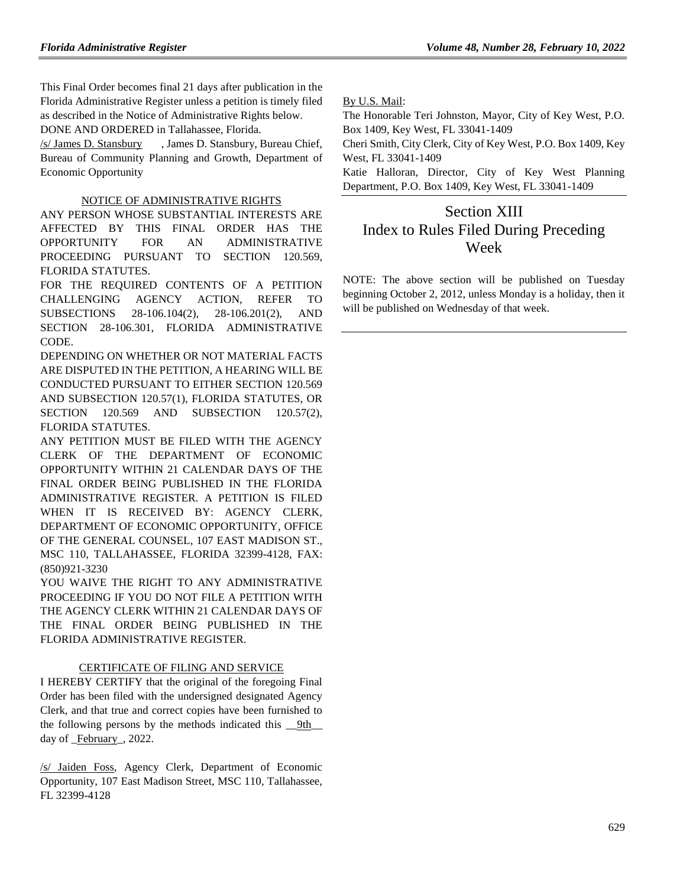This Final Order becomes final 21 days after publication in the Florida Administrative Register unless a petition is timely filed as described in the Notice of Administrative Rights below.

DONE AND ORDERED in Tallahassee, Florida.

/s/ James D. Stansbury , James D. Stansbury, Bureau Chief, Bureau of Community Planning and Growth, Department of Economic Opportunity

NOTICE OF ADMINISTRATIVE RIGHTS

ANY PERSON WHOSE SUBSTANTIAL INTERESTS ARE AFFECTED BY THIS FINAL ORDER HAS THE OPPORTUNITY FOR AN ADMINISTRATIVE PROCEEDING PURSUANT TO SECTION 120.569, FLORIDA STATUTES.

FOR THE REQUIRED CONTENTS OF A PETITION CHALLENGING AGENCY ACTION, REFER TO SUBSECTIONS 28-106.104(2), 28-106.201(2), AND SECTION 28-106.301, FLORIDA ADMINISTRATIVE CODE.

DEPENDING ON WHETHER OR NOT MATERIAL FACTS ARE DISPUTED IN THE PETITION, A HEARING WILL BE CONDUCTED PURSUANT TO EITHER SECTION 120.569 AND SUBSECTION 120.57(1), FLORIDA STATUTES, OR SECTION 120.569 AND SUBSECTION 120.57(2), FLORIDA STATUTES.

ANY PETITION MUST BE FILED WITH THE AGENCY CLERK OF THE DEPARTMENT OF ECONOMIC OPPORTUNITY WITHIN 21 CALENDAR DAYS OF THE FINAL ORDER BEING PUBLISHED IN THE FLORIDA ADMINISTRATIVE REGISTER. A PETITION IS FILED WHEN IT IS RECEIVED BY: AGENCY CLERK, DEPARTMENT OF ECONOMIC OPPORTUNITY, OFFICE OF THE GENERAL COUNSEL, 107 EAST MADISON ST., MSC 110, TALLAHASSEE, FLORIDA 32399-4128, FAX: (850)921-3230

YOU WAIVE THE RIGHT TO ANY ADMINISTRATIVE PROCEEDING IF YOU DO NOT FILE A PETITION WITH THE AGENCY CLERK WITHIN 21 CALENDAR DAYS OF THE FINAL ORDER BEING PUBLISHED IN THE FLORIDA ADMINISTRATIVE REGISTER.

CERTIFICATE OF FILING AND SERVICE

I HEREBY CERTIFY that the original of the foregoing Final Order has been filed with the undersigned designated Agency Clerk, and that true and correct copies have been furnished to the following persons by the methods indicated this __9th__ day of _February_, 2022.

/s/ Jaiden Foss, Agency Clerk, Department of Economic Opportunity, 107 East Madison Street, MSC 110, Tallahassee, FL 32399-4128

By U.S. Mail:

The Honorable Teri Johnston, Mayor, City of Key West, P.O. Box 1409, Key West, FL 33041-1409

Cheri Smith, City Clerk, City of Key West, P.O. Box 1409, Key West, FL 33041-1409

Katie Halloran, Director, City of Key West Planning Department, P.O. Box 1409, Key West, FL 33041-1409

# Section XIII Index to Rules Filed During Preceding Week

NOTE: The above section will be published on Tuesday beginning October 2, 2012, unless Monday is a holiday, then it will be published on Wednesday of that week.